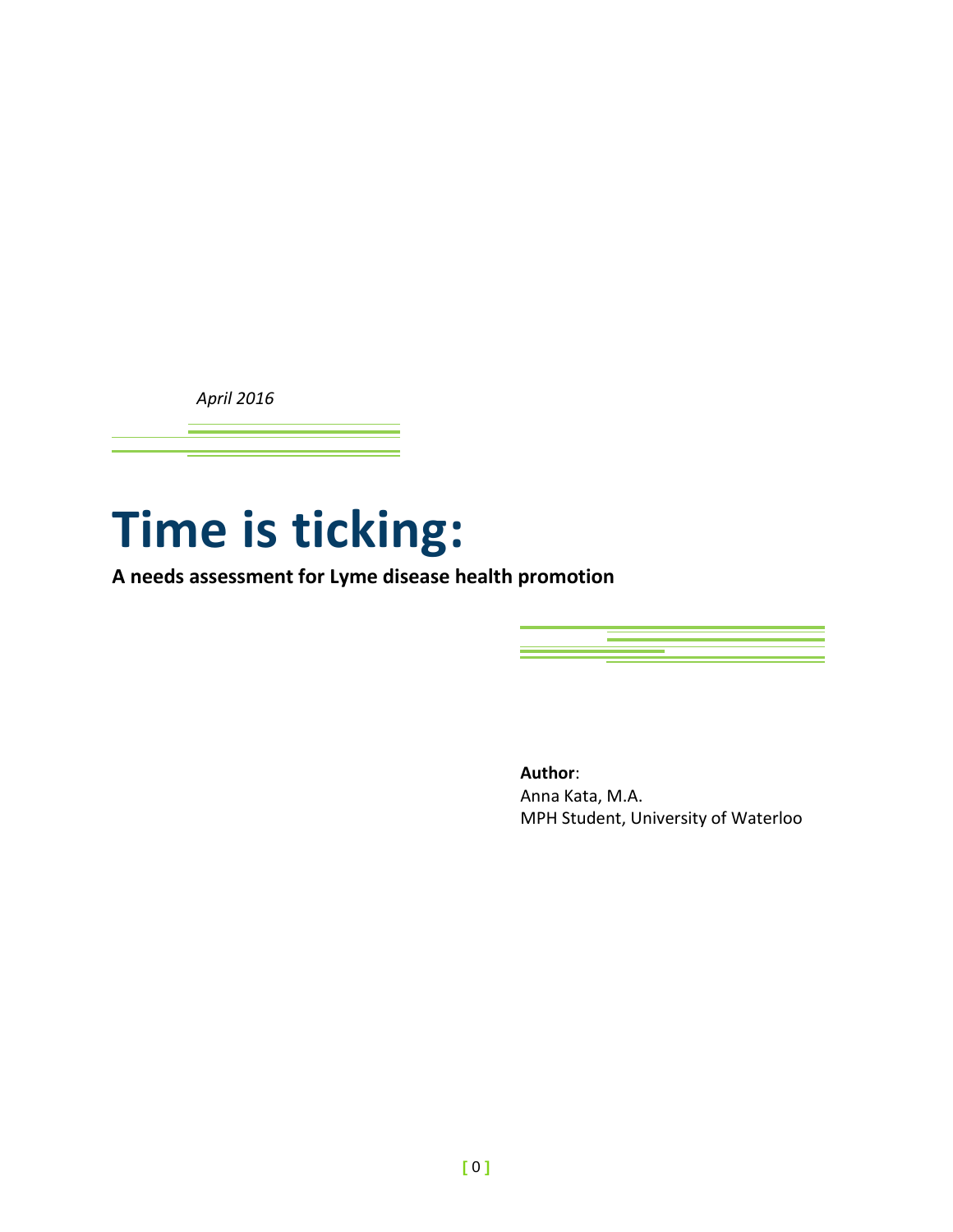*April 2016*

# Time is ticking:

**A needs assessment for Lyme disease health promotion**

**Author**:
Anna Kata, M.A.
MPH Student, University of Waterloo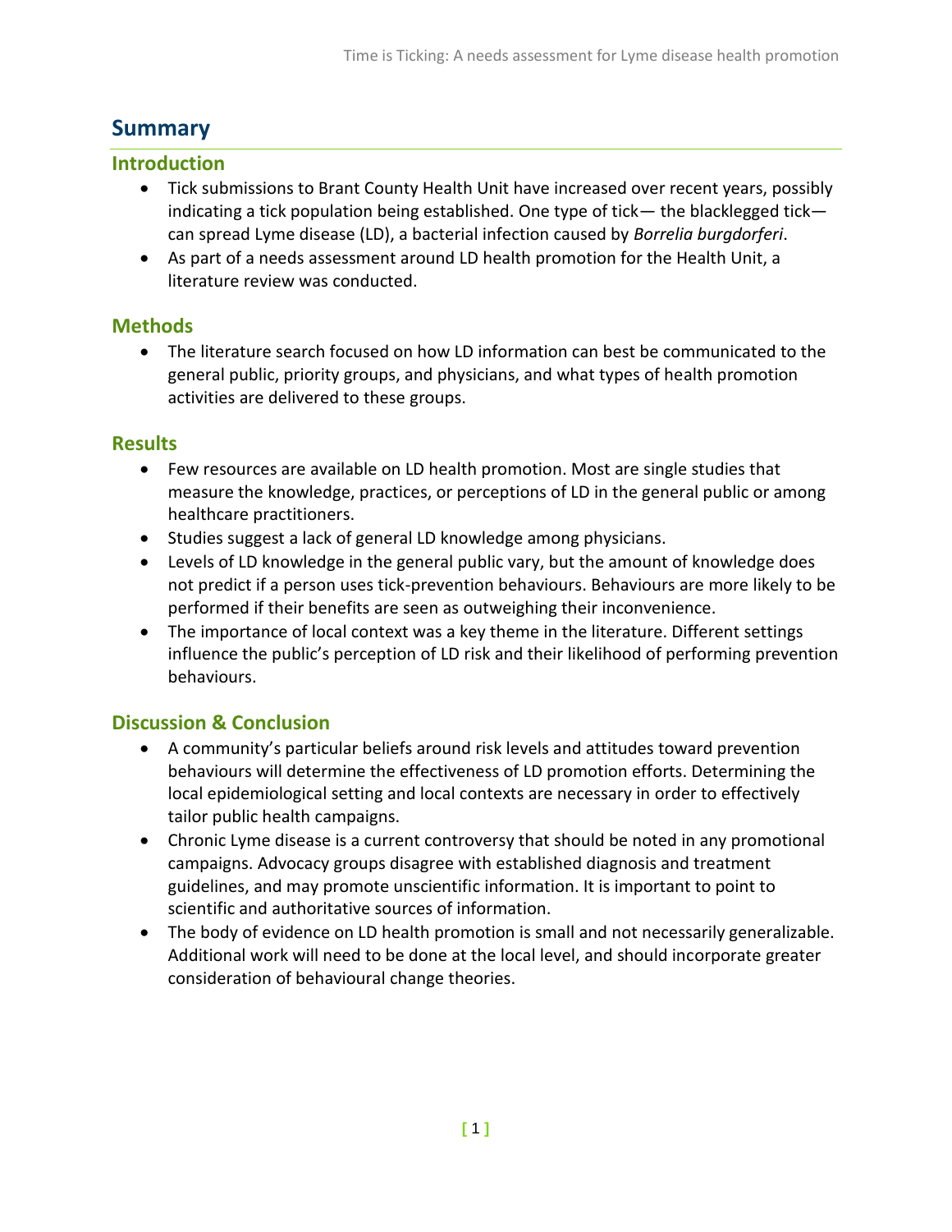# Summary

## Introduction

- Tick submissions to Brant County Health Unit have increased over recent years, possibly indicating a tick population being established. One type of tick— the blacklegged tick— can spread Lyme disease (LD), a bacterial infection caused by *Borrelia burgdorferi*.
- As part of a needs assessment around LD health promotion for the Health Unit, a literature review was conducted.

## Methods

- The literature search focused on how LD information can best be communicated to the general public, priority groups, and physicians, and what types of health promotion activities are delivered to these groups.

## Results

- Few resources are available on LD health promotion. Most are single studies that measure the knowledge, practices, or perceptions of LD in the general public or among healthcare practitioners.
- Studies suggest a lack of general LD knowledge among physicians.
- Levels of LD knowledge in the general public vary, but the amount of knowledge does not predict if a person uses tick-prevention behaviours. Behaviours are more likely to be performed if their benefits are seen as outweighing their inconvenience.
- The importance of local context was a key theme in the literature. Different settings influence the public's perception of LD risk and their likelihood of performing prevention behaviours.

## Discussion & Conclusion

- A community's particular beliefs around risk levels and attitudes toward prevention behaviours will determine the effectiveness of LD promotion efforts. Determining the local epidemiological setting and local contexts are necessary in order to effectively tailor public health campaigns.
- Chronic Lyme disease is a current controversy that should be noted in any promotional campaigns. Advocacy groups disagree with established diagnosis and treatment guidelines, and may promote unscientific information. It is important to point to scientific and authoritative sources of information.
- The body of evidence on LD health promotion is small and not necessarily generalizable. Additional work will need to be done at the local level, and should incorporate greater consideration of behavioural change theories.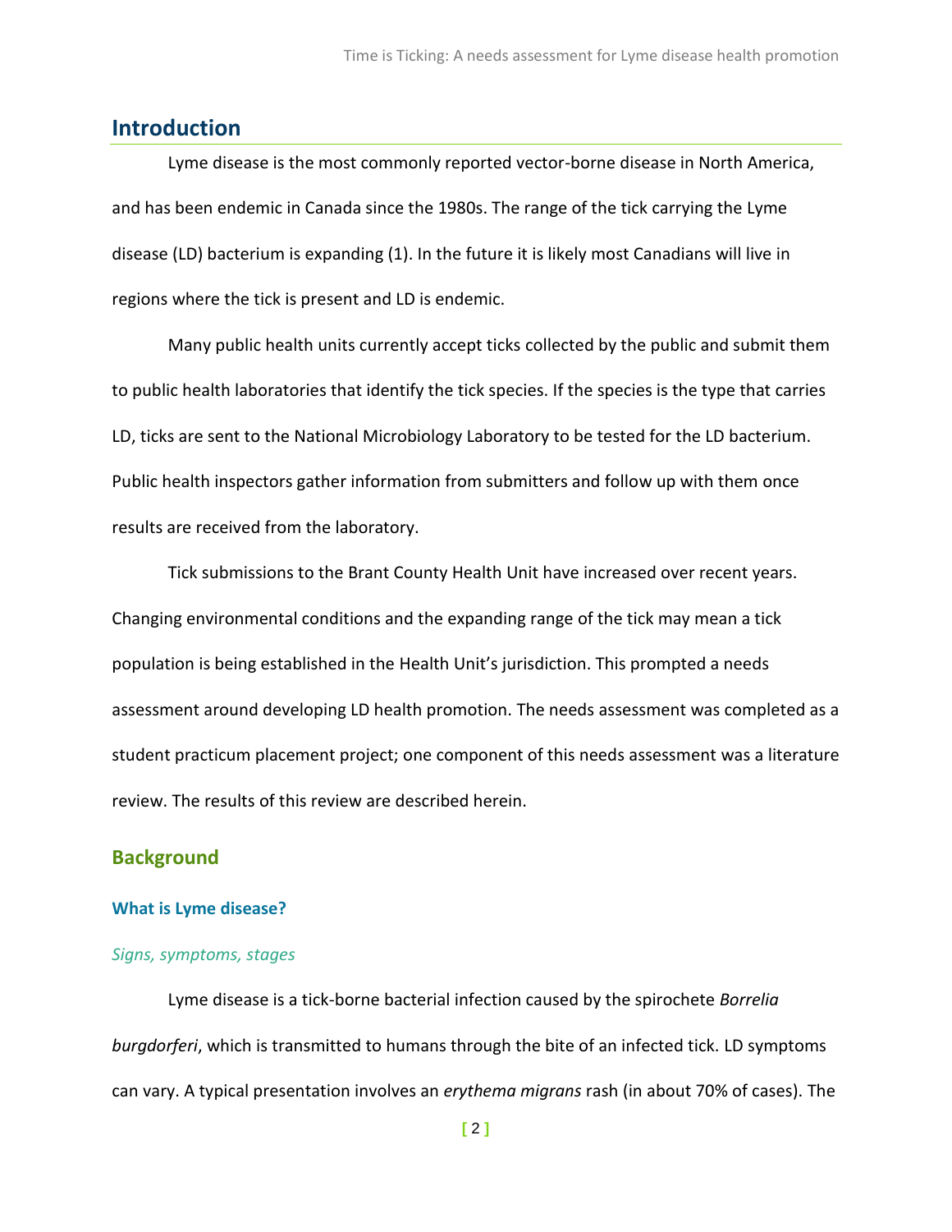## Introduction

Lyme disease is the most commonly reported vector-borne disease in North America, and has been endemic in Canada since the 1980s. The range of the tick carrying the Lyme disease (LD) bacterium is expanding (1). In the future it is likely most Canadians will live in regions where the tick is present and LD is endemic.

Many public health units currently accept ticks collected by the public and submit them to public health laboratories that identify the tick species. If the species is the type that carries LD, ticks are sent to the National Microbiology Laboratory to be tested for the LD bacterium. Public health inspectors gather information from submitters and follow up with them once results are received from the laboratory.

Tick submissions to the Brant County Health Unit have increased over recent years. Changing environmental conditions and the expanding range of the tick may mean a tick population is being established in the Health Unit's jurisdiction. This prompted a needs assessment around developing LD health promotion. The needs assessment was completed as a student practicum placement project; one component of this needs assessment was a literature review. The results of this review are described herein.

## Background

### What is Lyme disease?

#### *Signs, symptoms, stages*

Lyme disease is a tick-borne bacterial infection caused by the spirochete *Borrelia burgdorferi*, which is transmitted to humans through the bite of an infected tick. LD symptoms can vary. A typical presentation involves an *erythema migrans* rash (in about 70% of cases). The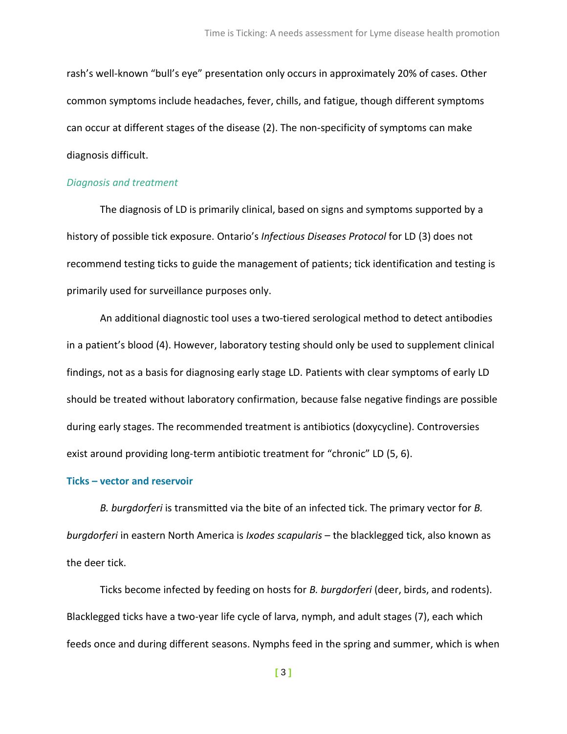rash's well-known "bull's eye" presentation only occurs in approximately 20% of cases. Other common symptoms include headaches, fever, chills, and fatigue, though different symptoms can occur at different stages of the disease (2). The non-specificity of symptoms can make diagnosis difficult.

### *Diagnosis and treatment*

The diagnosis of LD is primarily clinical, based on signs and symptoms supported by a history of possible tick exposure. Ontario's *Infectious Diseases Protocol* for LD (3) does not recommend testing ticks to guide the management of patients; tick identification and testing is primarily used for surveillance purposes only.

An additional diagnostic tool uses a two-tiered serological method to detect antibodies in a patient's blood (4). However, laboratory testing should only be used to supplement clinical findings, not as a basis for diagnosing early stage LD. Patients with clear symptoms of early LD should be treated without laboratory confirmation, because false negative findings are possible during early stages. The recommended treatment is antibiotics (doxycycline). Controversies exist around providing long-term antibiotic treatment for "chronic" LD (5, 6).

## Ticks – vector and reservoir

*B. burgdorferi* is transmitted via the bite of an infected tick. The primary vector for *B. burgdorferi* in eastern North America is *Ixodes scapularis* – the blacklegged tick, also known as the deer tick.

Ticks become infected by feeding on hosts for *B. burgdorferi* (deer, birds, and rodents). Blacklegged ticks have a two-year life cycle of larva, nymph, and adult stages (7), each which feeds once and during different seasons. Nymphs feed in the spring and summer, which is when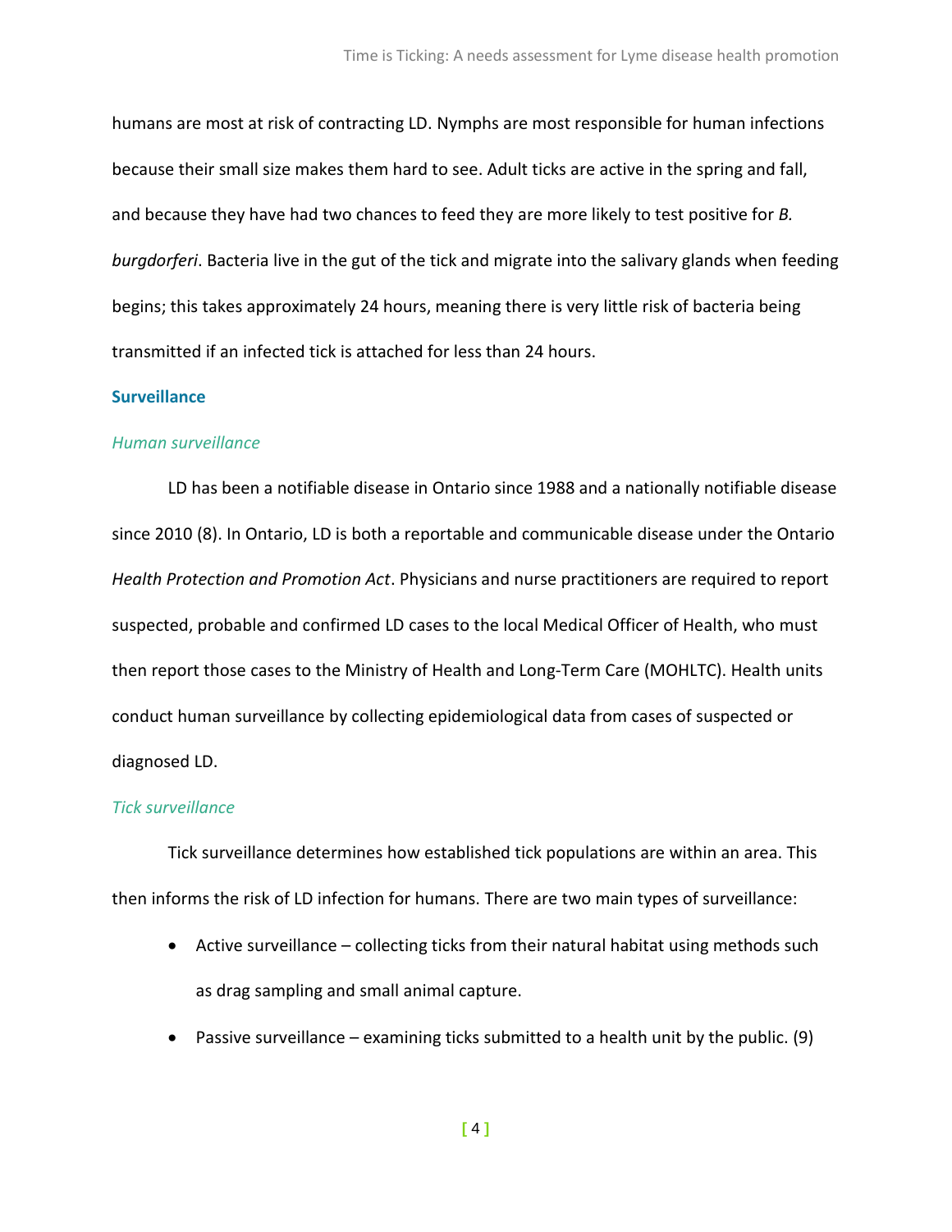humans are most at risk of contracting LD. Nymphs are most responsible for human infections because their small size makes them hard to see. Adult ticks are active in the spring and fall, and because they have had two chances to feed they are more likely to test positive for *B. burgdorferi*. Bacteria live in the gut of the tick and migrate into the salivary glands when feeding begins; this takes approximately 24 hours, meaning there is very little risk of bacteria being transmitted if an infected tick is attached for less than 24 hours.

## Surveillance

### *Human surveillance*

LD has been a notifiable disease in Ontario since 1988 and a nationally notifiable disease since 2010 (8). In Ontario, LD is both a reportable and communicable disease under the Ontario *Health Protection and Promotion Act*. Physicians and nurse practitioners are required to report suspected, probable and confirmed LD cases to the local Medical Officer of Health, who must then report those cases to the Ministry of Health and Long-Term Care (MOHLTC). Health units conduct human surveillance by collecting epidemiological data from cases of suspected or diagnosed LD.

### *Tick surveillance*

Tick surveillance determines how established tick populations are within an area. This then informs the risk of LD infection for humans. There are two main types of surveillance:

- Active surveillance – collecting ticks from their natural habitat using methods such as drag sampling and small animal capture.
- Passive surveillance – examining ticks submitted to a health unit by the public. (9)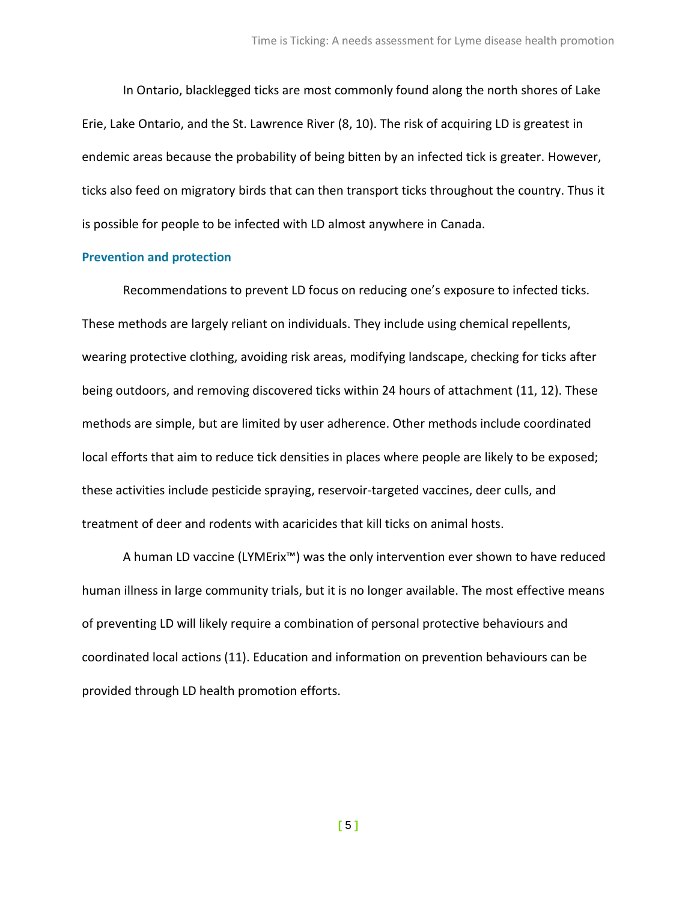In Ontario, blacklegged ticks are most commonly found along the north shores of Lake Erie, Lake Ontario, and the St. Lawrence River (8, 10). The risk of acquiring LD is greatest in endemic areas because the probability of being bitten by an infected tick is greater. However, ticks also feed on migratory birds that can then transport ticks throughout the country. Thus it is possible for people to be infected with LD almost anywhere in Canada.

## Prevention and protection

Recommendations to prevent LD focus on reducing one's exposure to infected ticks. These methods are largely reliant on individuals. They include using chemical repellents, wearing protective clothing, avoiding risk areas, modifying landscape, checking for ticks after being outdoors, and removing discovered ticks within 24 hours of attachment (11, 12). These methods are simple, but are limited by user adherence. Other methods include coordinated local efforts that aim to reduce tick densities in places where people are likely to be exposed; these activities include pesticide spraying, reservoir-targeted vaccines, deer culls, and treatment of deer and rodents with acaricides that kill ticks on animal hosts.

A human LD vaccine (LYMErix™) was the only intervention ever shown to have reduced human illness in large community trials, but it is no longer available. The most effective means of preventing LD will likely require a combination of personal protective behaviours and coordinated local actions (11). Education and information on prevention behaviours can be provided through LD health promotion efforts.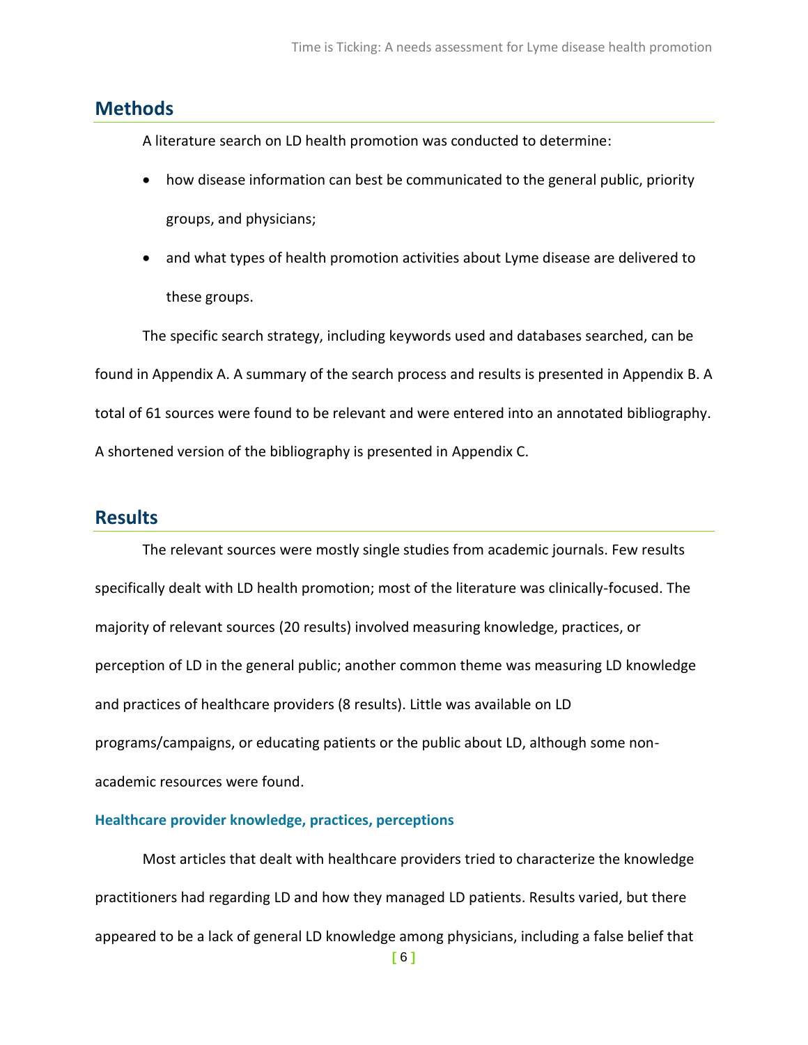## Methods

A literature search on LD health promotion was conducted to determine:

- how disease information can best be communicated to the general public, priority groups, and physicians;
- and what types of health promotion activities about Lyme disease are delivered to these groups.

The specific search strategy, including keywords used and databases searched, can be found in Appendix A. A summary of the search process and results is presented in Appendix B. A total of 61 sources were found to be relevant and were entered into an annotated bibliography. A shortened version of the bibliography is presented in Appendix C.

## Results

The relevant sources were mostly single studies from academic journals. Few results specifically dealt with LD health promotion; most of the literature was clinically-focused. The majority of relevant sources (20 results) involved measuring knowledge, practices, or perception of LD in the general public; another common theme was measuring LD knowledge and practices of healthcare providers (8 results). Little was available on LD programs/campaigns, or educating patients or the public about LD, although some non-academic resources were found.

### Healthcare provider knowledge, practices, perceptions

Most articles that dealt with healthcare providers tried to characterize the knowledge practitioners had regarding LD and how they managed LD patients. Results varied, but there appeared to be a lack of general LD knowledge among physicians, including a false belief that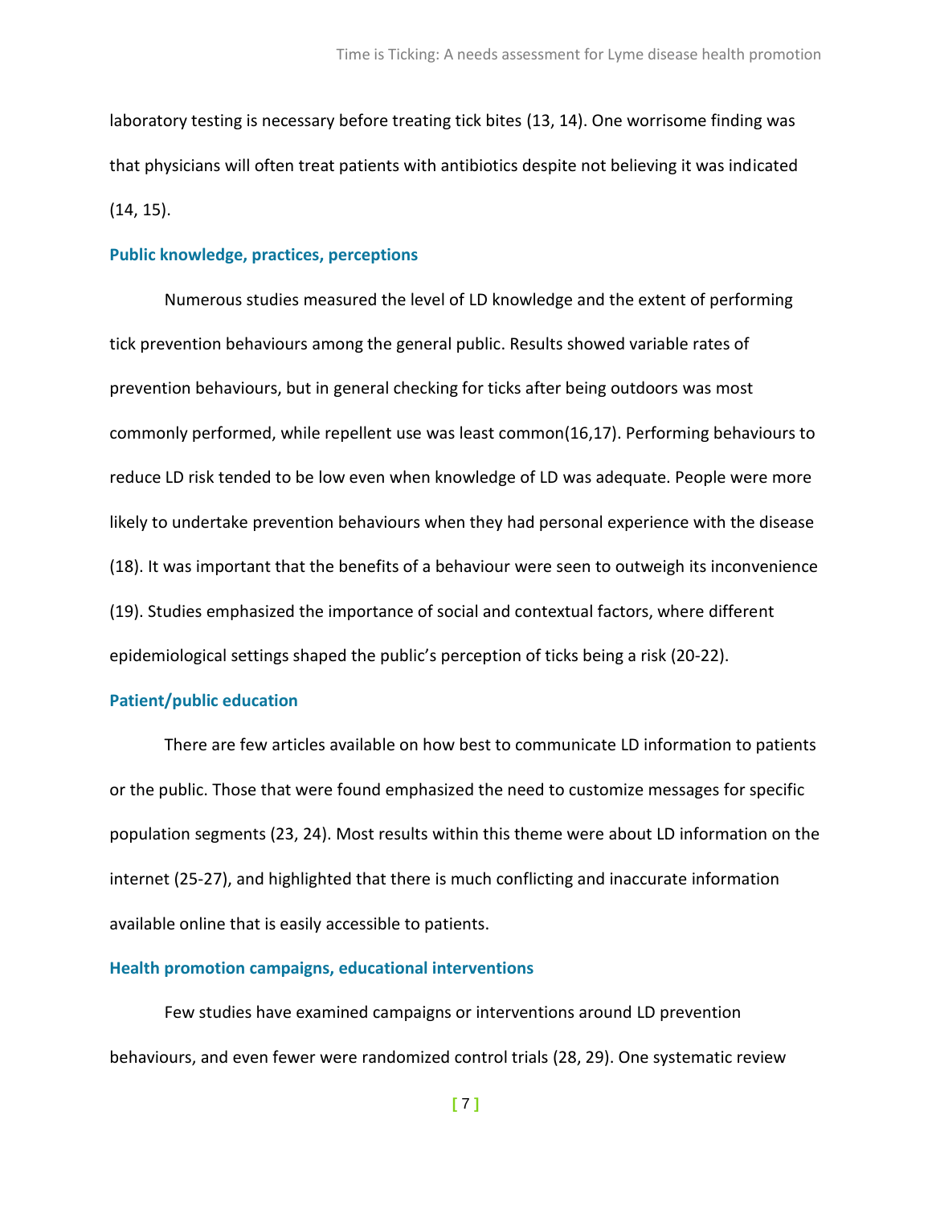laboratory testing is necessary before treating tick bites (13, 14). One worrisome finding was that physicians will often treat patients with antibiotics despite not believing it was indicated (14, 15).

### Public knowledge, practices, perceptions

Numerous studies measured the level of LD knowledge and the extent of performing tick prevention behaviours among the general public. Results showed variable rates of prevention behaviours, but in general checking for ticks after being outdoors was most commonly performed, while repellent use was least common(16,17). Performing behaviours to reduce LD risk tended to be low even when knowledge of LD was adequate. People were more likely to undertake prevention behaviours when they had personal experience with the disease (18). It was important that the benefits of a behaviour were seen to outweigh its inconvenience (19). Studies emphasized the importance of social and contextual factors, where different epidemiological settings shaped the public's perception of ticks being a risk (20-22).

### Patient/public education

There are few articles available on how best to communicate LD information to patients or the public. Those that were found emphasized the need to customize messages for specific population segments (23, 24). Most results within this theme were about LD information on the internet (25-27), and highlighted that there is much conflicting and inaccurate information available online that is easily accessible to patients.

### Health promotion campaigns, educational interventions

Few studies have examined campaigns or interventions around LD prevention behaviours, and even fewer were randomized control trials (28, 29). One systematic review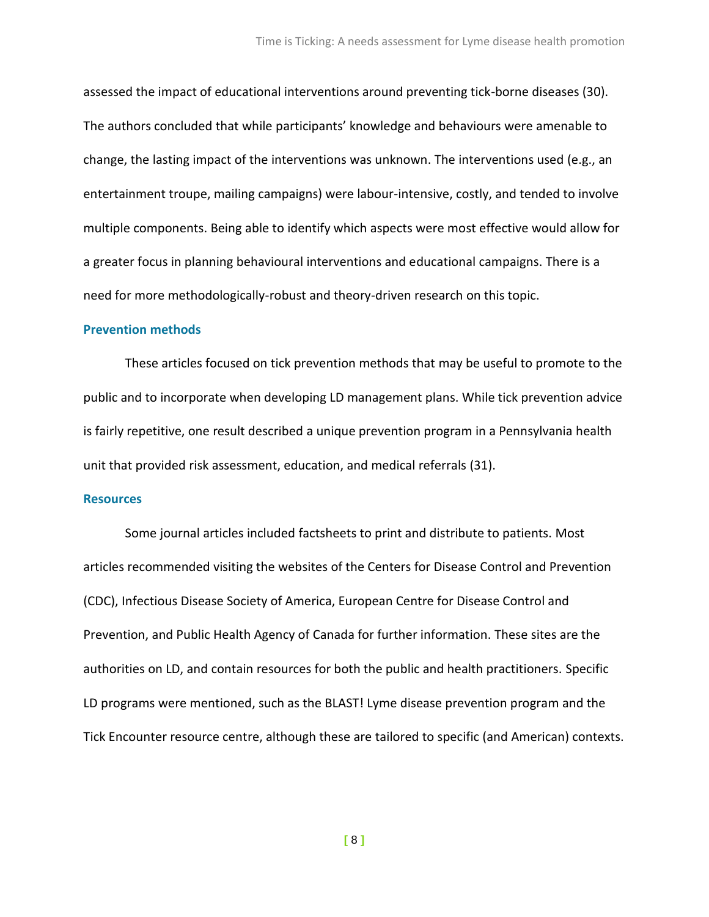assessed the impact of educational interventions around preventing tick-borne diseases (30). The authors concluded that while participants' knowledge and behaviours were amenable to change, the lasting impact of the interventions was unknown. The interventions used (e.g., an entertainment troupe, mailing campaigns) were labour-intensive, costly, and tended to involve multiple components. Being able to identify which aspects were most effective would allow for a greater focus in planning behavioural interventions and educational campaigns. There is a need for more methodologically-robust and theory-driven research on this topic.

### Prevention methods

These articles focused on tick prevention methods that may be useful to promote to the public and to incorporate when developing LD management plans. While tick prevention advice is fairly repetitive, one result described a unique prevention program in a Pennsylvania health unit that provided risk assessment, education, and medical referrals (31).

### Resources

Some journal articles included factsheets to print and distribute to patients. Most articles recommended visiting the websites of the Centers for Disease Control and Prevention (CDC), Infectious Disease Society of America, European Centre for Disease Control and Prevention, and Public Health Agency of Canada for further information. These sites are the authorities on LD, and contain resources for both the public and health practitioners. Specific LD programs were mentioned, such as the BLAST! Lyme disease prevention program and the Tick Encounter resource centre, although these are tailored to specific (and American) contexts.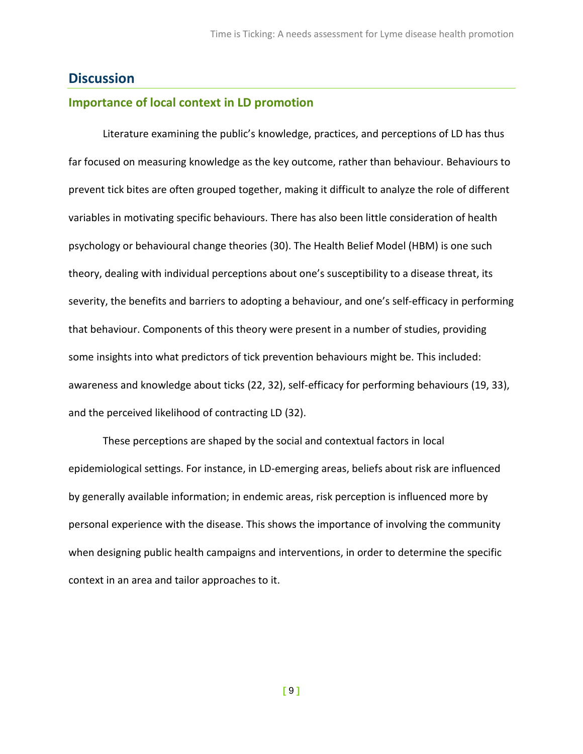## Discussion

### Importance of local context in LD promotion

Literature examining the public's knowledge, practices, and perceptions of LD has thus far focused on measuring knowledge as the key outcome, rather than behaviour. Behaviours to prevent tick bites are often grouped together, making it difficult to analyze the role of different variables in motivating specific behaviours. There has also been little consideration of health psychology or behavioural change theories (30). The Health Belief Model (HBM) is one such theory, dealing with individual perceptions about one's susceptibility to a disease threat, its severity, the benefits and barriers to adopting a behaviour, and one's self-efficacy in performing that behaviour. Components of this theory were present in a number of studies, providing some insights into what predictors of tick prevention behaviours might be. This included: awareness and knowledge about ticks (22, 32), self-efficacy for performing behaviours (19, 33), and the perceived likelihood of contracting LD (32).

These perceptions are shaped by the social and contextual factors in local epidemiological settings. For instance, in LD-emerging areas, beliefs about risk are influenced by generally available information; in endemic areas, risk perception is influenced more by personal experience with the disease. This shows the importance of involving the community when designing public health campaigns and interventions, in order to determine the specific context in an area and tailor approaches to it.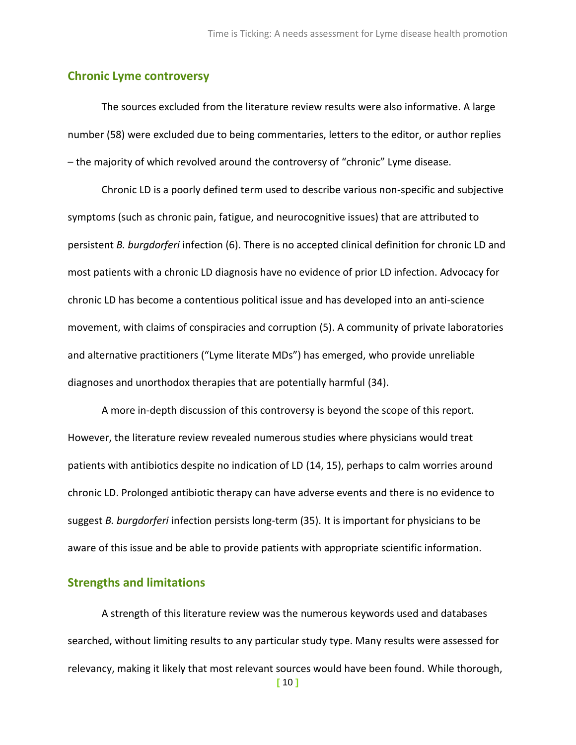## Chronic Lyme controversy

The sources excluded from the literature review results were also informative. A large number (58) were excluded due to being commentaries, letters to the editor, or author replies – the majority of which revolved around the controversy of "chronic" Lyme disease.

Chronic LD is a poorly defined term used to describe various non-specific and subjective symptoms (such as chronic pain, fatigue, and neurocognitive issues) that are attributed to persistent *B. burgdorferi* infection (6). There is no accepted clinical definition for chronic LD and most patients with a chronic LD diagnosis have no evidence of prior LD infection. Advocacy for chronic LD has become a contentious political issue and has developed into an anti-science movement, with claims of conspiracies and corruption (5). A community of private laboratories and alternative practitioners ("Lyme literate MDs") has emerged, who provide unreliable diagnoses and unorthodox therapies that are potentially harmful (34).

A more in-depth discussion of this controversy is beyond the scope of this report. However, the literature review revealed numerous studies where physicians would treat patients with antibiotics despite no indication of LD (14, 15), perhaps to calm worries around chronic LD. Prolonged antibiotic therapy can have adverse events and there is no evidence to suggest *B. burgdorferi* infection persists long-term (35). It is important for physicians to be aware of this issue and be able to provide patients with appropriate scientific information.

## Strengths and limitations

A strength of this literature review was the numerous keywords used and databases searched, without limiting results to any particular study type. Many results were assessed for relevancy, making it likely that most relevant sources would have been found. While thorough,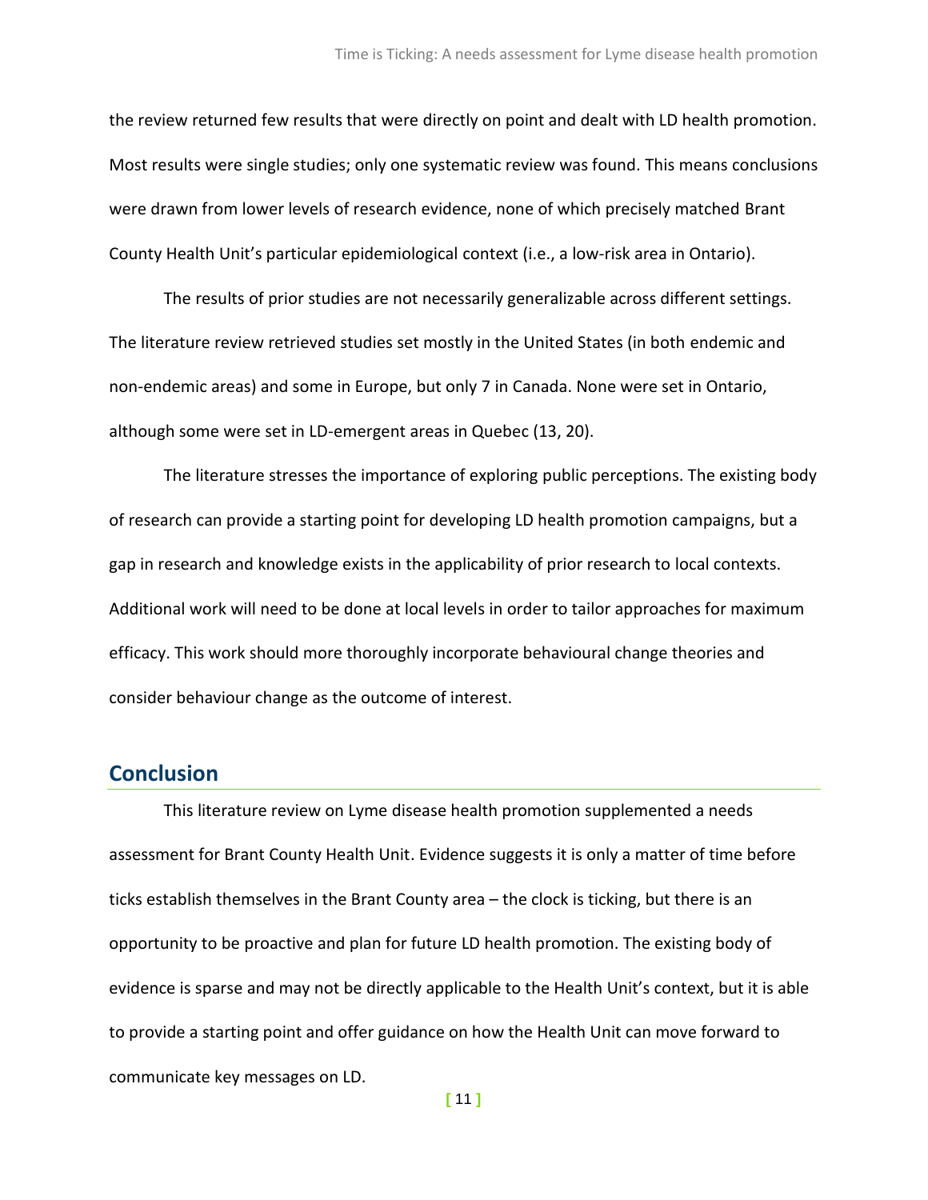the review returned few results that were directly on point and dealt with LD health promotion. Most results were single studies; only one systematic review was found. This means conclusions were drawn from lower levels of research evidence, none of which precisely matched Brant County Health Unit's particular epidemiological context (i.e., a low-risk area in Ontario).

The results of prior studies are not necessarily generalizable across different settings. The literature review retrieved studies set mostly in the United States (in both endemic and non-endemic areas) and some in Europe, but only 7 in Canada. None were set in Ontario, although some were set in LD-emergent areas in Quebec (13, 20).

The literature stresses the importance of exploring public perceptions. The existing body of research can provide a starting point for developing LD health promotion campaigns, but a gap in research and knowledge exists in the applicability of prior research to local contexts. Additional work will need to be done at local levels in order to tailor approaches for maximum efficacy. This work should more thoroughly incorporate behavioural change theories and consider behaviour change as the outcome of interest.

## Conclusion

This literature review on Lyme disease health promotion supplemented a needs assessment for Brant County Health Unit. Evidence suggests it is only a matter of time before ticks establish themselves in the Brant County area – the clock is ticking, but there is an opportunity to be proactive and plan for future LD health promotion. The existing body of evidence is sparse and may not be directly applicable to the Health Unit's context, but it is able to provide a starting point and offer guidance on how the Health Unit can move forward to communicate key messages on LD.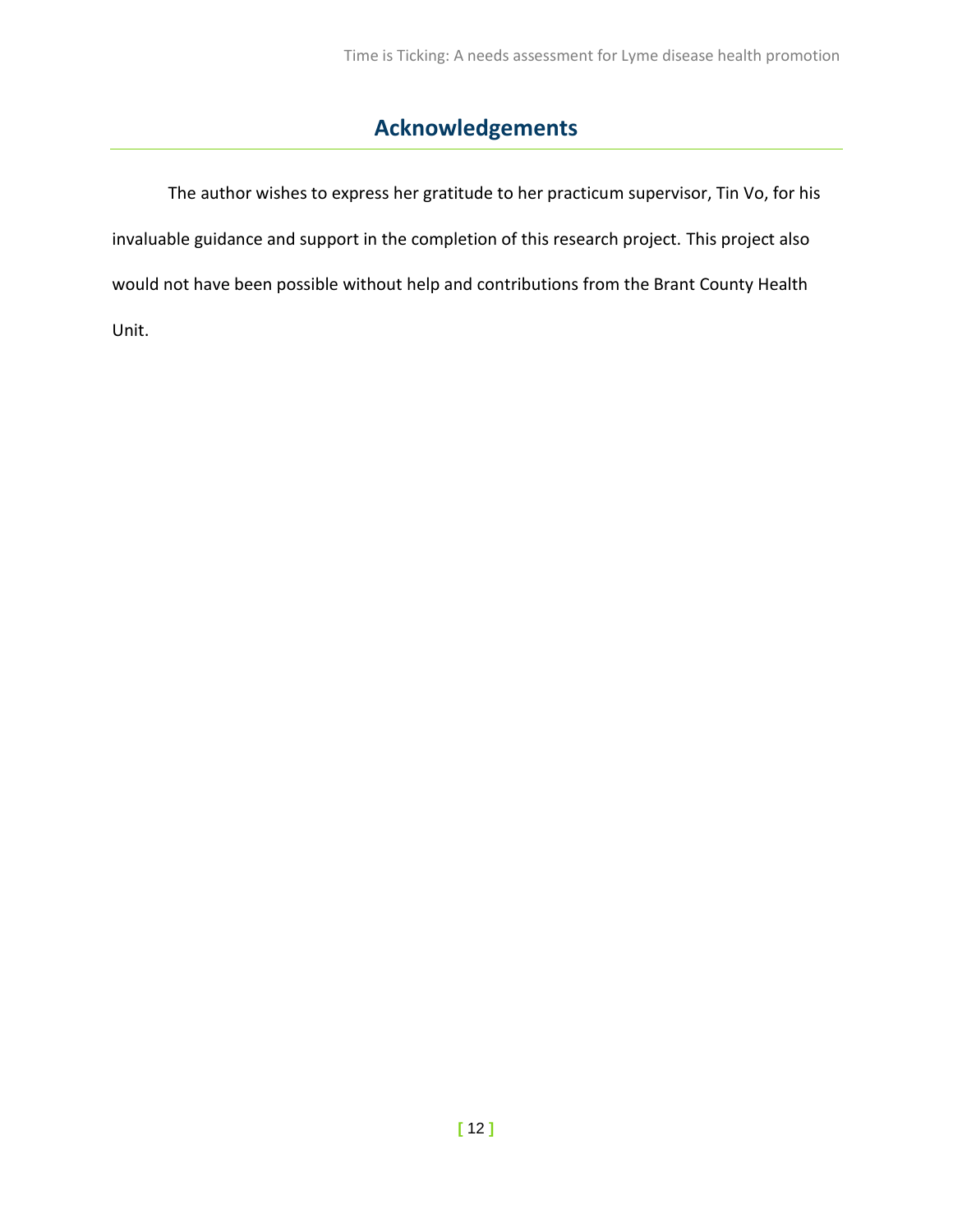# Acknowledgements

The author wishes to express her gratitude to her practicum supervisor, Tin Vo, for his invaluable guidance and support in the completion of this research project. This project also would not have been possible without help and contributions from the Brant County Health Unit.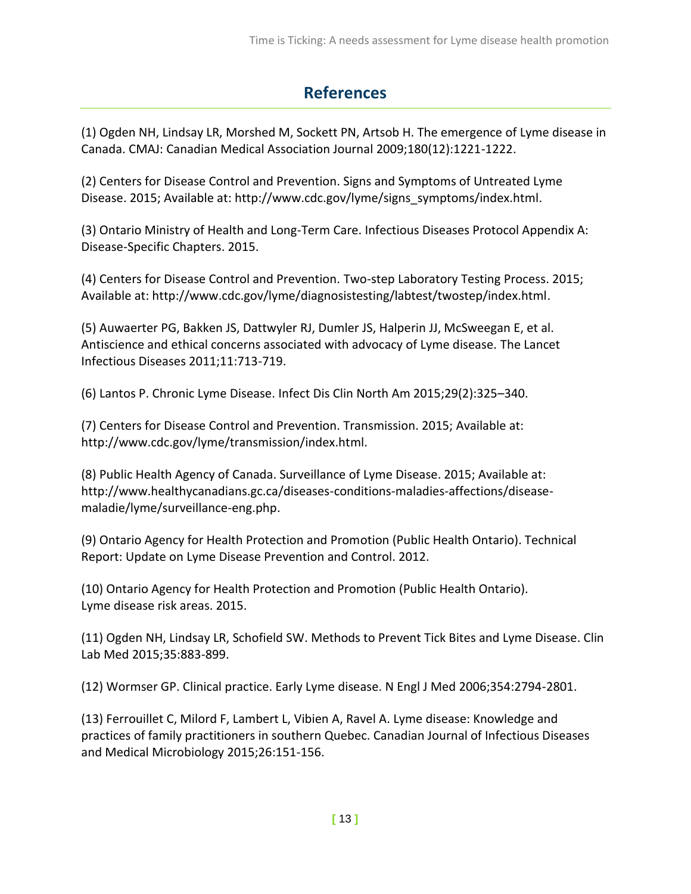## References

(1) Ogden NH, Lindsay LR, Morshed M, Sockett PN, Artsob H. The emergence of Lyme disease in Canada. CMAJ: Canadian Medical Association Journal 2009;180(12):1221-1222.

(2) Centers for Disease Control and Prevention. Signs and Symptoms of Untreated Lyme Disease. 2015; Available at: http://www.cdc.gov/lyme/signs_symptoms/index.html.

(3) Ontario Ministry of Health and Long-Term Care. Infectious Diseases Protocol Appendix A: Disease-Specific Chapters. 2015.

(4) Centers for Disease Control and Prevention. Two-step Laboratory Testing Process. 2015; Available at: http://www.cdc.gov/lyme/diagnosistesting/labtest/twostep/index.html.

(5) Auwaerter PG, Bakken JS, Dattwyler RJ, Dumler JS, Halperin JJ, McSweegan E, et al. Antiscience and ethical concerns associated with advocacy of Lyme disease. The Lancet Infectious Diseases 2011;11:713-719.

(6) Lantos P. Chronic Lyme Disease. Infect Dis Clin North Am 2015;29(2):325–340.

(7) Centers for Disease Control and Prevention. Transmission. 2015; Available at: http://www.cdc.gov/lyme/transmission/index.html.

(8) Public Health Agency of Canada. Surveillance of Lyme Disease. 2015; Available at: http://www.healthycanadians.gc.ca/diseases-conditions-maladies-affections/disease-maladie/lyme/surveillance-eng.php.

(9) Ontario Agency for Health Protection and Promotion (Public Health Ontario). Technical Report: Update on Lyme Disease Prevention and Control. 2012.

(10) Ontario Agency for Health Protection and Promotion (Public Health Ontario). Lyme disease risk areas. 2015.

(11) Ogden NH, Lindsay LR, Schofield SW. Methods to Prevent Tick Bites and Lyme Disease. Clin Lab Med 2015;35:883-899.

(12) Wormser GP. Clinical practice. Early Lyme disease. N Engl J Med 2006;354:2794-2801.

(13) Ferrouillet C, Milord F, Lambert L, Vibien A, Ravel A. Lyme disease: Knowledge and practices of family practitioners in southern Quebec. Canadian Journal of Infectious Diseases and Medical Microbiology 2015;26:151-156.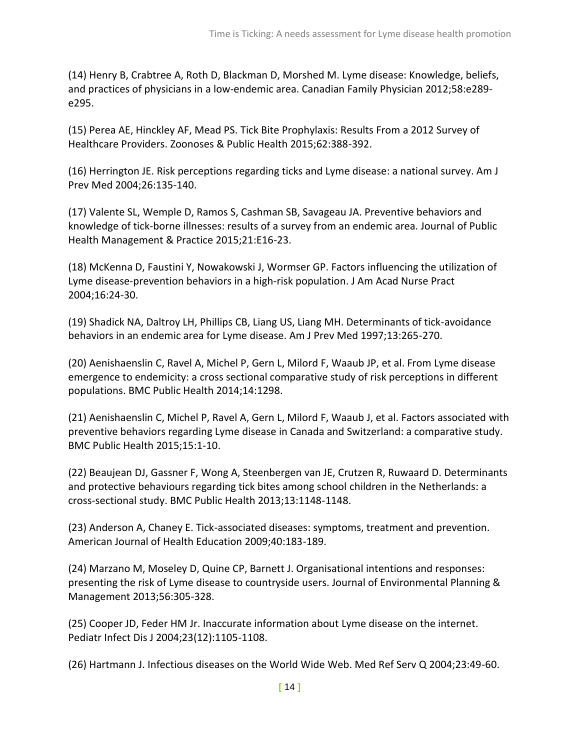(14) Henry B, Crabtree A, Roth D, Blackman D, Morshed M. Lyme disease: Knowledge, beliefs, and practices of physicians in a low-endemic area. Canadian Family Physician 2012;58:e289-e295.

(15) Perea AE, Hinckley AF, Mead PS. Tick Bite Prophylaxis: Results From a 2012 Survey of Healthcare Providers. Zoonoses & Public Health 2015;62:388-392.

(16) Herrington JE. Risk perceptions regarding ticks and Lyme disease: a national survey. Am J Prev Med 2004;26:135-140.

(17) Valente SL, Wemple D, Ramos S, Cashman SB, Savageau JA. Preventive behaviors and knowledge of tick-borne illnesses: results of a survey from an endemic area. Journal of Public Health Management & Practice 2015;21:E16-23.

(18) McKenna D, Faustini Y, Nowakowski J, Wormser GP. Factors influencing the utilization of Lyme disease-prevention behaviors in a high-risk population. J Am Acad Nurse Pract 2004;16:24-30.

(19) Shadick NA, Daltroy LH, Phillips CB, Liang US, Liang MH. Determinants of tick-avoidance behaviors in an endemic area for Lyme disease. Am J Prev Med 1997;13:265-270.

(20) Aenishaenslin C, Ravel A, Michel P, Gern L, Milord F, Waaub JP, et al. From Lyme disease emergence to endemicity: a cross sectional comparative study of risk perceptions in different populations. BMC Public Health 2014;14:1298.

(21) Aenishaenslin C, Michel P, Ravel A, Gern L, Milord F, Waaub J, et al. Factors associated with preventive behaviors regarding Lyme disease in Canada and Switzerland: a comparative study. BMC Public Health 2015;15:1-10.

(22) Beaujean DJ, Gassner F, Wong A, Steenbergen van JE, Crutzen R, Ruwaard D. Determinants and protective behaviours regarding tick bites among school children in the Netherlands: a cross-sectional study. BMC Public Health 2013;13:1148-1148.

(23) Anderson A, Chaney E. Tick-associated diseases: symptoms, treatment and prevention. American Journal of Health Education 2009;40:183-189.

(24) Marzano M, Moseley D, Quine CP, Barnett J. Organisational intentions and responses: presenting the risk of Lyme disease to countryside users. Journal of Environmental Planning & Management 2013;56:305-328.

(25) Cooper JD, Feder HM Jr. Inaccurate information about Lyme disease on the internet. Pediatr Infect Dis J 2004;23(12):1105-1108.

(26) Hartmann J. Infectious diseases on the World Wide Web. Med Ref Serv Q 2004;23:49-60.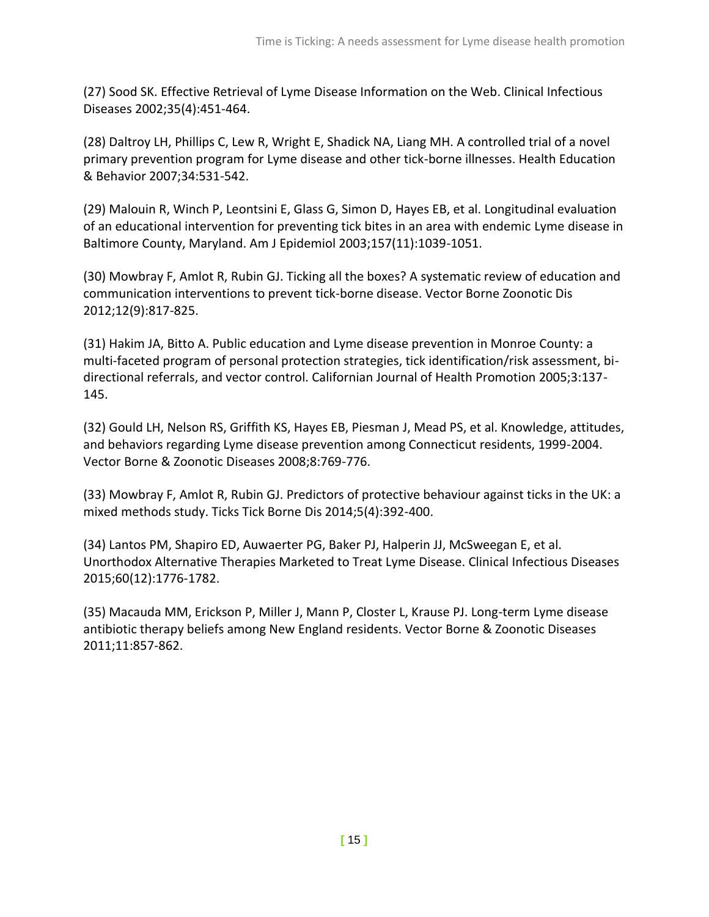(27) Sood SK. Effective Retrieval of Lyme Disease Information on the Web. Clinical Infectious Diseases 2002;35(4):451-464.

(28) Daltroy LH, Phillips C, Lew R, Wright E, Shadick NA, Liang MH. A controlled trial of a novel primary prevention program for Lyme disease and other tick-borne illnesses. Health Education & Behavior 2007;34:531-542.

(29) Malouin R, Winch P, Leontsini E, Glass G, Simon D, Hayes EB, et al. Longitudinal evaluation of an educational intervention for preventing tick bites in an area with endemic Lyme disease in Baltimore County, Maryland. Am J Epidemiol 2003;157(11):1039-1051.

(30) Mowbray F, Amlot R, Rubin GJ. Ticking all the boxes? A systematic review of education and communication interventions to prevent tick-borne disease. Vector Borne Zoonotic Dis 2012;12(9):817-825.

(31) Hakim JA, Bitto A. Public education and Lyme disease prevention in Monroe County: a multi-faceted program of personal protection strategies, tick identification/risk assessment, bi-directional referrals, and vector control. Californian Journal of Health Promotion 2005;3:137-145.

(32) Gould LH, Nelson RS, Griffith KS, Hayes EB, Piesman J, Mead PS, et al. Knowledge, attitudes, and behaviors regarding Lyme disease prevention among Connecticut residents, 1999-2004. Vector Borne & Zoonotic Diseases 2008;8:769-776.

(33) Mowbray F, Amlot R, Rubin GJ. Predictors of protective behaviour against ticks in the UK: a mixed methods study. Ticks Tick Borne Dis 2014;5(4):392-400.

(34) Lantos PM, Shapiro ED, Auwaerter PG, Baker PJ, Halperin JJ, McSweegan E, et al. Unorthodox Alternative Therapies Marketed to Treat Lyme Disease. Clinical Infectious Diseases 2015;60(12):1776-1782.

(35) Macauda MM, Erickson P, Miller J, Mann P, Closter L, Krause PJ. Long-term Lyme disease antibiotic therapy beliefs among New England residents. Vector Borne & Zoonotic Diseases 2011;11:857-862.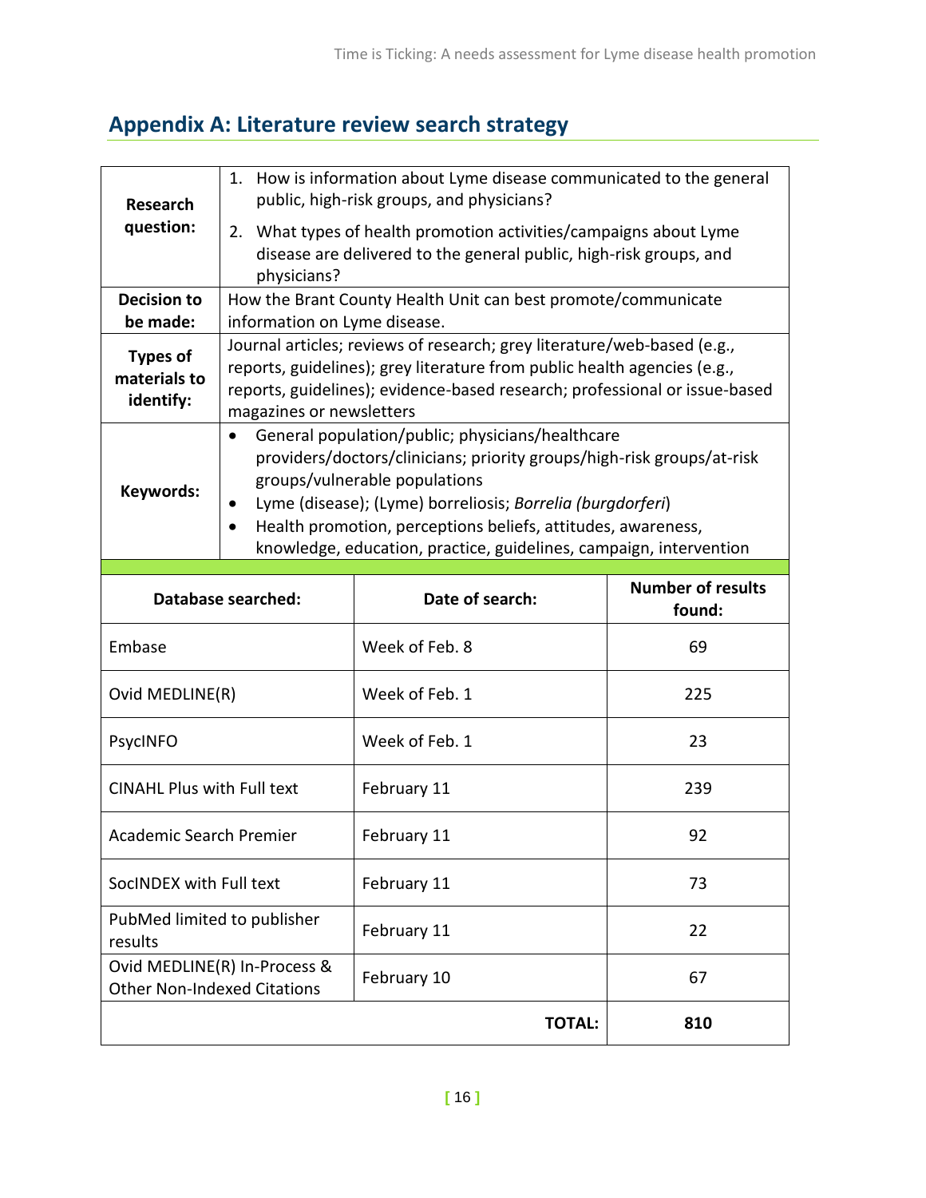## Appendix A: Literature review search strategy

| | |
|---|---|
| **Research question:** | 1. How is information about Lyme disease communicated to the general public, high-risk groups, and physicians?<br>2. What types of health promotion activities/campaigns about Lyme disease are delivered to the general public, high-risk groups, and physicians? |
| **Decision to be made:** | How the Brant County Health Unit can best promote/communicate information on Lyme disease. |
| **Types of materials to identify:** | Journal articles; reviews of research; grey literature/web-based (e.g., reports, guidelines); grey literature from public health agencies (e.g., reports, guidelines); evidence-based research; professional or issue-based magazines or newsletters |
| **Keywords:** | • General population/public; physicians/healthcare providers/doctors/clinicians; priority groups/high-risk groups/at-risk groups/vulnerable populations<br>• Lyme (disease); (Lyme) borreliosis; *Borrelia (burgdorferi*)<br>• Health promotion, perceptions beliefs, attitudes, awareness, knowledge, education, practice, guidelines, campaign, intervention |

| Database searched: | Date of search: | Number of results found: |
|---|---|---|
| Embase | Week of Feb. 8 | 69 |
| Ovid MEDLINE(R) | Week of Feb. 1 | 225 |
| PsycINFO | Week of Feb. 1 | 23 |
| CINAHL Plus with Full text | February 11 | 239 |
| Academic Search Premier | February 11 | 92 |
| SocINDEX with Full text | February 11 | 73 |
| PubMed limited to publisher results | February 11 | 22 |
| Ovid MEDLINE(R) In-Process & Other Non-Indexed Citations | February 10 | 67 |
| | **TOTAL:** | **810** |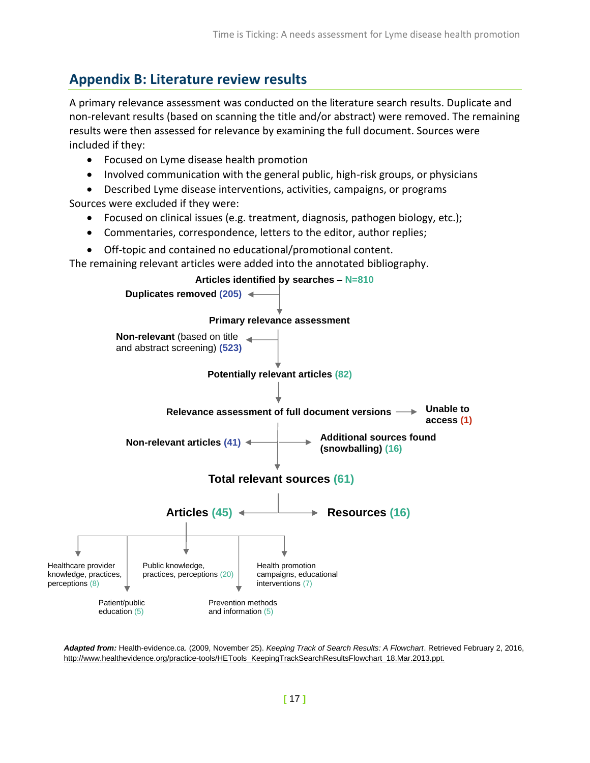## Appendix B: Literature review results

A primary relevance assessment was conducted on the literature search results. Duplicate and non-relevant results (based on scanning the title and/or abstract) were removed. The remaining results were then assessed for relevance by examining the full document. Sources were included if they:

- Focused on Lyme disease health promotion
- Involved communication with the general public, high-risk groups, or physicians
- Described Lyme disease interventions, activities, campaigns, or programs

Sources were excluded if they were:

- Focused on clinical issues (e.g. treatment, diagnosis, pathogen biology, etc.);
- Commentaries, correspondence, letters to the editor, author replies;
- Off-topic and contained no educational/promotional content.

The remaining relevant articles were added into the annotated bibliography.

**Articles identified by searches – N=810**

→ **Duplicates removed (205)**

**Primary relevance assessment**

→ **Non-relevant** (based on title and abstract screening) **(523)**

**Potentially relevant articles (82)**

**Relevance assessment of full document versions** → **Unable to access (1)**

→ **Non-relevant articles (41)**

→ **Additional sources found (snowballing) (16)**

**Total relevant sources (61)**

- **Articles (45)**
  - Healthcare provider knowledge, practices, perceptions (8)
  - Patient/public education (5)
  - Public knowledge, practices, perceptions (20)
  - Prevention methods and information (5)
  - Health promotion campaigns, educational interventions (7)
- **Resources (16)**

***Adapted from:*** Health-evidence.ca. (2009, November 25). *Keeping Track of Search Results: A Flowchart*. Retrieved February 2, 2016, http://www.healthevidence.org/practice-tools/HETools_KeepingTrackSearchResultsFlowchart_18.Mar.2013.ppt.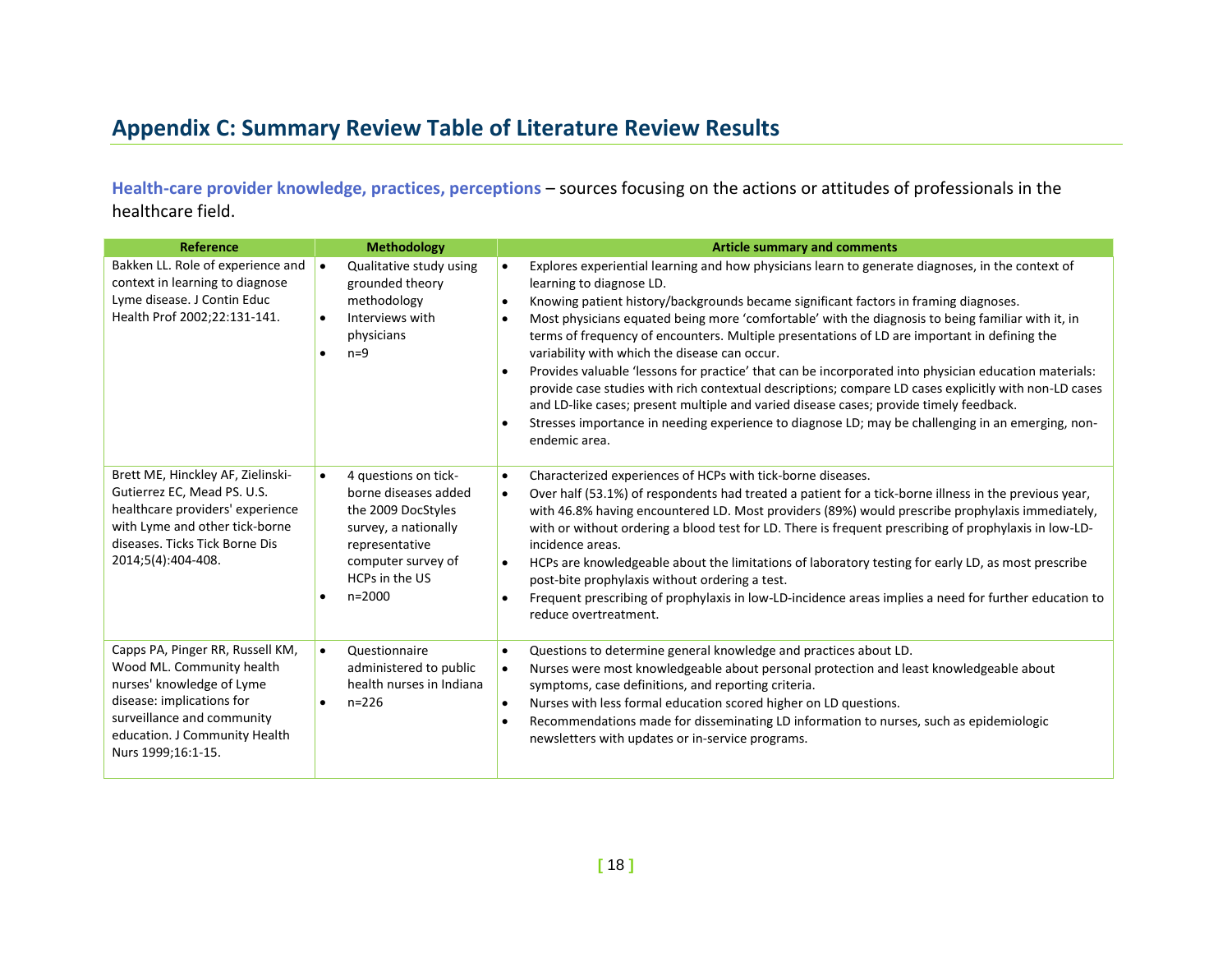# Appendix C: Summary Review Table of Literature Review Results

**Health-care provider knowledge, practices, perceptions** – sources focusing on the actions or attitudes of professionals in the healthcare field.

| Reference | Methodology | Article summary and comments |
|---|---|---|
| Bakken LL. Role of experience and context in learning to diagnose Lyme disease. J Contin Educ Health Prof 2002;22:131-141. | • Qualitative study using grounded theory methodology<br>• Interviews with physicians<br>• n=9 | • Explores experiential learning and how physicians learn to generate diagnoses, in the context of learning to diagnose LD.<br>• Knowing patient history/backgrounds became significant factors in framing diagnoses.<br>• Most physicians equated being more 'comfortable' with the diagnosis to being familiar with it, in terms of frequency of encounters. Multiple presentations of LD are important in defining the variability with which the disease can occur.<br>• Provides valuable 'lessons for practice' that can be incorporated into physician education materials: provide case studies with rich contextual descriptions; compare LD cases explicitly with non-LD cases and LD-like cases; present multiple and varied disease cases; provide timely feedback.<br>• Stresses importance in needing experience to diagnose LD; may be challenging in an emerging, non-endemic area. |
| Brett ME, Hinckley AF, Zielinski-Gutierrez EC, Mead PS. U.S. healthcare providers' experience with Lyme and other tick-borne diseases. Ticks Tick Borne Dis 2014;5(4):404-408. | • 4 questions on tick-borne diseases added the 2009 DocStyles survey, a nationally representative computer survey of HCPs in the US<br>• n=2000 | • Characterized experiences of HCPs with tick-borne diseases.<br>• Over half (53.1%) of respondents had treated a patient for a tick-borne illness in the previous year, with 46.8% having encountered LD. Most providers (89%) would prescribe prophylaxis immediately, with or without ordering a blood test for LD. There is frequent prescribing of prophylaxis in low-LD-incidence areas.<br>• HCPs are knowledgeable about the limitations of laboratory testing for early LD, as most prescribe post-bite prophylaxis without ordering a test.<br>• Frequent prescribing of prophylaxis in low-LD-incidence areas implies a need for further education to reduce overtreatment. |
| Capps PA, Pinger RR, Russell KM, Wood ML. Community health nurses' knowledge of Lyme disease: implications for surveillance and community education. J Community Health Nurs 1999;16:1-15. | • Questionnaire administered to public health nurses in Indiana<br>• n=226 | • Questions to determine general knowledge and practices about LD.<br>• Nurses were most knowledgeable about personal protection and least knowledgeable about symptoms, case definitions, and reporting criteria.<br>• Nurses with less formal education scored higher on LD questions.<br>• Recommendations made for disseminating LD information to nurses, such as epidemiologic newsletters with updates or in-service programs. |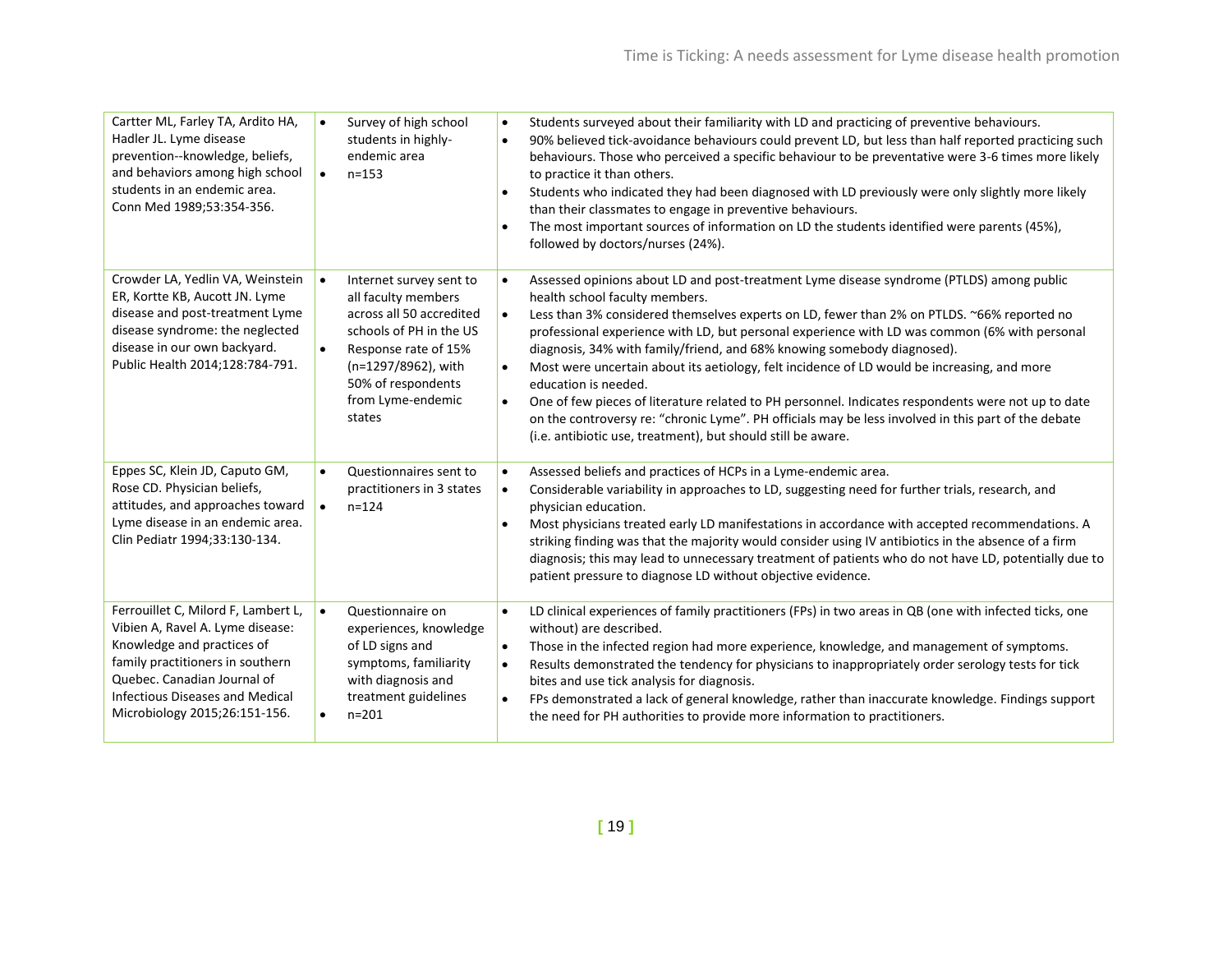| | | |
|---|---|---|
| Cartter ML, Farley TA, Ardito HA, Hadler JL. Lyme disease prevention--knowledge, beliefs, and behaviors among high school students in an endemic area. Conn Med 1989;53:354-356. | • Survey of high school students in highly-endemic area<br>• n=153 | • Students surveyed about their familiarity with LD and practicing of preventive behaviours.<br>• 90% believed tick-avoidance behaviours could prevent LD, but less than half reported practicing such behaviours. Those who perceived a specific behaviour to be preventative were 3-6 times more likely to practice it than others.<br>• Students who indicated they had been diagnosed with LD previously were only slightly more likely than their classmates to engage in preventive behaviours.<br>• The most important sources of information on LD the students identified were parents (45%), followed by doctors/nurses (24%). |
| Crowder LA, Yedlin VA, Weinstein ER, Kortte KB, Aucott JN. Lyme disease and post-treatment Lyme disease syndrome: the neglected disease in our own backyard. Public Health 2014;128:784-791. | • Internet survey sent to all faculty members across all 50 accredited schools of PH in the US<br>• Response rate of 15% (n=1297/8962), with 50% of respondents from Lyme-endemic states | • Assessed opinions about LD and post-treatment Lyme disease syndrome (PTLDS) among public health school faculty members.<br>• Less than 3% considered themselves experts on LD, fewer than 2% on PTLDS. ~66% reported no professional experience with LD, but personal experience with LD was common (6% with personal diagnosis, 34% with family/friend, and 68% knowing somebody diagnosed).<br>• Most were uncertain about its aetiology, felt incidence of LD would be increasing, and more education is needed.<br>• One of few pieces of literature related to PH personnel. Indicates respondents were not up to date on the controversy re: "chronic Lyme". PH officials may be less involved in this part of the debate (i.e. antibiotic use, treatment), but should still be aware. |
| Eppes SC, Klein JD, Caputo GM, Rose CD. Physician beliefs, attitudes, and approaches toward Lyme disease in an endemic area. Clin Pediatr 1994;33:130-134. | • Questionnaires sent to practitioners in 3 states<br>• n=124 | • Assessed beliefs and practices of HCPs in a Lyme-endemic area.<br>• Considerable variability in approaches to LD, suggesting need for further trials, research, and physician education.<br>• Most physicians treated early LD manifestations in accordance with accepted recommendations. A striking finding was that the majority would consider using IV antibiotics in the absence of a firm diagnosis; this may lead to unnecessary treatment of patients who do not have LD, potentially due to patient pressure to diagnose LD without objective evidence. |
| Ferrouillet C, Milord F, Lambert L, Vibien A, Ravel A. Lyme disease: Knowledge and practices of family practitioners in southern Quebec. Canadian Journal of Infectious Diseases and Medical Microbiology 2015;26:151-156. | • Questionnaire on experiences, knowledge of LD signs and symptoms, familiarity with diagnosis and treatment guidelines<br>• n=201 | • LD clinical experiences of family practitioners (FPs) in two areas in QB (one with infected ticks, one without) are described.<br>• Those in the infected region had more experience, knowledge, and management of symptoms.<br>• Results demonstrated the tendency for physicians to inappropriately order serology tests for tick bites and use tick analysis for diagnosis.<br>• FPs demonstrated a lack of general knowledge, rather than inaccurate knowledge. Findings support the need for PH authorities to provide more information to practitioners. |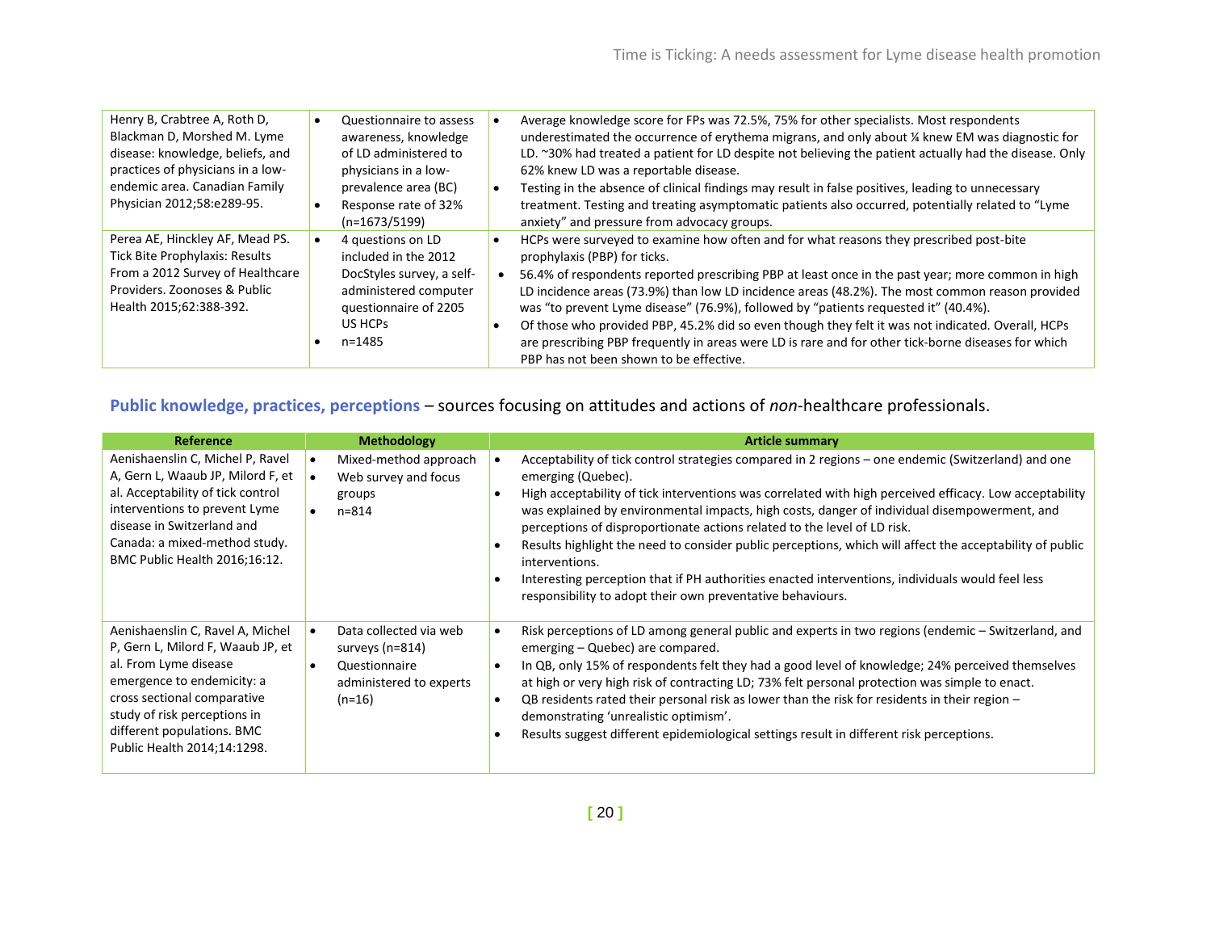| Reference | Methodology | Article summary |
|---|---|---|
| Henry B, Crabtree A, Roth D, Blackman D, Morshed M. Lyme disease: knowledge, beliefs, and practices of physicians in a low-endemic area. Canadian Family Physician 2012;58:e289-95. | • Questionnaire to assess awareness, knowledge of LD administered to physicians in a low-prevalence area (BC)<br>• Response rate of 32% (n=1673/5199) | • Average knowledge score for FPs was 72.5%, 75% for other specialists. Most respondents underestimated the occurrence of erythema migrans, and only about ¼ knew EM was diagnostic for LD. ~30% had treated a patient for LD despite not believing the patient actually had the disease. Only 62% knew LD was a reportable disease.<br>• Testing in the absence of clinical findings may result in false positives, leading to unnecessary treatment. Testing and treating asymptomatic patients also occurred, potentially related to "Lyme anxiety" and pressure from advocacy groups. |
| Perea AE, Hinckley AF, Mead PS. Tick Bite Prophylaxis: Results From a 2012 Survey of Healthcare Providers. Zoonoses & Public Health 2015;62:388-392. | • 4 questions on LD included in the 2012 DocStyles survey, a self-administered computer questionnaire of 2205 US HCPs<br>• n=1485 | • HCPs were surveyed to examine how often and for what reasons they prescribed post-bite prophylaxis (PBP) for ticks.<br>• 56.4% of respondents reported prescribing PBP at least once in the past year; more common in high LD incidence areas (73.9%) than low LD incidence areas (48.2%). The most common reason provided was "to prevent Lyme disease" (76.9%), followed by "patients requested it" (40.4%).<br>• Of those who provided PBP, 45.2% did so even though they felt it was not indicated. Overall, HCPs are prescribing PBP frequently in areas were LD is rare and for other tick-borne diseases for which PBP has not been shown to be effective. |

### **Public knowledge, practices, perceptions** – sources focusing on attitudes and actions of *non*-healthcare professionals.

| Reference | Methodology | Article summary |
|---|---|---|
| Aenishaenslin C, Michel P, Ravel A, Gern L, Waaub JP, Milord F, et al. Acceptability of tick control interventions to prevent Lyme disease in Switzerland and Canada: a mixed-method study. BMC Public Health 2016;16:12. | • Mixed-method approach<br>• Web survey and focus groups<br>• n=814 | • Acceptability of tick control strategies compared in 2 regions – one endemic (Switzerland) and one emerging (Quebec).<br>• High acceptability of tick interventions was correlated with high perceived efficacy. Low acceptability was explained by environmental impacts, high costs, danger of individual disempowerment, and perceptions of disproportionate actions related to the level of LD risk.<br>• Results highlight the need to consider public perceptions, which will affect the acceptability of public interventions.<br>• Interesting perception that if PH authorities enacted interventions, individuals would feel less responsibility to adopt their own preventative behaviours. |
| Aenishaenslin C, Ravel A, Michel P, Gern L, Milord F, Waaub JP, et al. From Lyme disease emergence to endemicity: a cross sectional comparative study of risk perceptions in different populations. BMC Public Health 2014;14:1298. | • Data collected via web surveys (n=814)<br>• Questionnaire administered to experts (n=16) | • Risk perceptions of LD among general public and experts in two regions (endemic – Switzerland, and emerging – Quebec) are compared.<br>• In QB, only 15% of respondents felt they had a good level of knowledge; 24% perceived themselves at high or very high risk of contracting LD; 73% felt personal protection was simple to enact.<br>• QB residents rated their personal risk as lower than the risk for residents in their region – demonstrating 'unrealistic optimism'.<br>• Results suggest different epidemiological settings result in different risk perceptions. |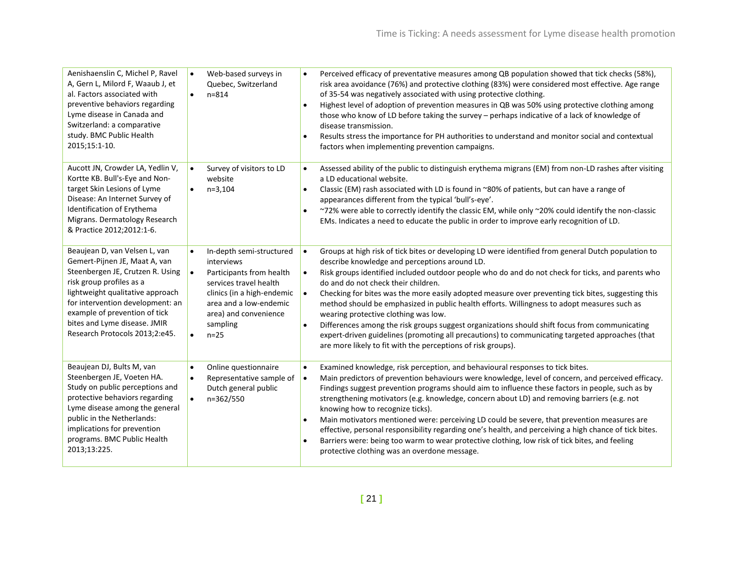| | | |
|---|---|---|
| Aenishaensslin C, Michel P, Ravel A, Gern L, Milord F, Waaub J, et al. Factors associated with preventive behaviors regarding Lyme disease in Canada and Switzerland: a comparative study. BMC Public Health 2015;15:1-10. | • Web-based surveys in Quebec, Switzerland<br>• n=814 | • Perceived efficacy of preventative measures among QB population showed that tick checks (58%), risk area avoidance (76%) and protective clothing (83%) were considered most effective. Age range of 35-54 was negatively associated with using protective clothing.<br>• Highest level of adoption of prevention measures in QB was 50% using protective clothing among those who know of LD before taking the survey – perhaps indicative of a lack of knowledge of disease transmission.<br>• Results stress the importance for PH authorities to understand and monitor social and contextual factors when implementing prevention campaigns. |
| Aucott JN, Crowder LA, Yedlin V, Kortte KB. Bull's-Eye and Non-target Skin Lesions of Lyme Disease: An Internet Survey of Identification of Erythema Migrans. Dermatology Research & Practice 2012;2012:1-6. | • Survey of visitors to LD website<br>• n=3,104 | • Assessed ability of the public to distinguish erythema migrans (EM) from non-LD rashes after visiting a LD educational website.<br>• Classic (EM) rash associated with LD is found in ~80% of patients, but can have a range of appearances different from the typical 'bull's-eye'.<br>• ~72% were able to correctly identify the classic EM, while only ~20% could identify the non-classic EMs. Indicates a need to educate the public in order to improve early recognition of LD. |
| Beaujean D, van Velsen L, van Gemert-Pijnen JE, Maat A, van Steenbergen JE, Crutzen R. Using risk group profiles as a lightweight qualitative approach for intervention development: an example of prevention of tick bites and Lyme disease. JMIR Research Protocols 2013;2:e45. | • In-depth semi-structured interviews<br>• Participants from health services travel health clinics (in a high-endemic area and a low-endemic area) and convenience sampling<br>• n=25 | • Groups at high risk of tick bites or developing LD were identified from general Dutch population to describe knowledge and perceptions around LD.<br>• Risk groups identified included outdoor people who do and do not check for ticks, and parents who do and do not check their children.<br>• Checking for bites was the more easily adopted measure over preventing tick bites, suggesting this method should be emphasized in public health efforts. Willingness to adopt measures such as wearing protective clothing was low.<br>• Differences among the risk groups suggest organizations should shift focus from communicating expert-driven guidelines (promoting all precautions) to communicating targeted approaches (that are more likely to fit with the perceptions of risk groups). |
| Beaujean DJ, Bults M, van Steenbergen JE, Voeten HA. Study on public perceptions and protective behaviors regarding Lyme disease among the general public in the Netherlands: implications for prevention programs. BMC Public Health 2013;13:225. | • Online questionnaire<br>• Representative sample of Dutch general public<br>• n=362/550 | • Examined knowledge, risk perception, and behavioural responses to tick bites.<br>• Main predictors of prevention behaviours were knowledge, level of concern, and perceived efficacy. Findings suggest prevention programs should aim to influence these factors in people, such as by strengthening motivators (e.g. knowledge, concern about LD) and removing barriers (e.g. not knowing how to recognize ticks).<br>• Main motivators mentioned were: perceiving LD could be severe, that prevention measures are effective, personal responsibility regarding one's health, and perceiving a high chance of tick bites.<br>• Barriers were: being too warm to wear protective clothing, low risk of tick bites, and feeling protective clothing was an overdone message. |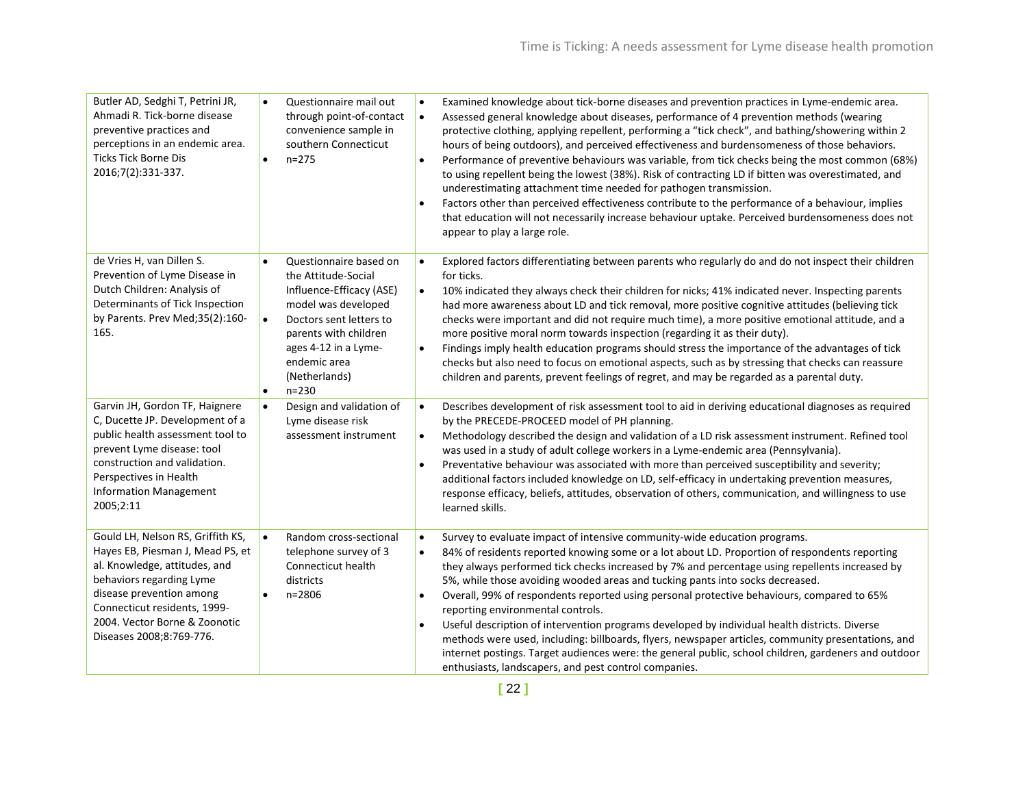| | | |
|---|---|---|
| Butler AD, Sedghi T, Petrini JR, Ahmadi R. Tick-borne disease preventive practices and perceptions in an endemic area. Ticks Tick Borne Dis 2016;7(2):331-337. | • Questionnaire mail out through point-of-contact convenience sample in southern Connecticut<br>• n=275 | • Examined knowledge about tick-borne diseases and prevention practices in Lyme-endemic area.<br>• Assessed general knowledge about diseases, performance of 4 prevention methods (wearing protective clothing, applying repellent, performing a "tick check", and bathing/showering within 2 hours of being outdoors), and perceived effectiveness and burdensomeness of those behaviors.<br>• Performance of preventive behaviours was variable, from tick checks being the most common (68%) to using repellent being the lowest (38%). Risk of contracting LD if bitten was overestimated, and underestimating attachment time needed for pathogen transmission.<br>• Factors other than perceived effectiveness contribute to the performance of a behaviour, implies that education will not necessarily increase behaviour uptake. Perceived burdensomeness does not appear to play a large role. |
| de Vries H, van Dillen S. Prevention of Lyme Disease in Dutch Children: Analysis of Determinants of Tick Inspection by Parents. Prev Med;35(2):160-165. | • Questionnaire based on the Attitude-Social Influence-Efficacy (ASE) model was developed<br>• Doctors sent letters to parents with children ages 4-12 in a Lyme-endemic area (Netherlands)<br>• n=230 | • Explored factors differentiating between parents who regularly do and do not inspect their children for ticks.<br>• 10% indicated they always check their children for nicks; 41% indicated never. Inspecting parents had more awareness about LD and tick removal, more positive cognitive attitudes (believing tick checks were important and did not require much time), a more positive emotional attitude, and a more positive moral norm towards inspection (regarding it as their duty).<br>• Findings imply health education programs should stress the importance of the advantages of tick checks but also need to focus on emotional aspects, such as by stressing that checks can reassure children and parents, prevent feelings of regret, and may be regarded as a parental duty. |
| Garvin JH, Gordon TF, Haignere C, Ducette JP. Development of a public health assessment tool to prevent Lyme disease: tool construction and validation. Perspectives in Health Information Management 2005;2:11 | • Design and validation of Lyme disease risk assessment instrument | • Describes development of risk assessment tool to aid in deriving educational diagnoses as required by the PRECEDE-PROCEED model of PH planning.<br>• Methodology described the design and validation of a LD risk assessment instrument. Refined tool was used in a study of adult college workers in a Lyme-endemic area (Pennsylvania).<br>• Preventative behaviour was associated with more than perceived susceptibility and severity; additional factors included knowledge on LD, self-efficacy in undertaking prevention measures, response efficacy, beliefs, attitudes, observation of others, communication, and willingness to use learned skills. |
| Gould LH, Nelson RS, Griffith KS, Hayes EB, Piesman J, Mead PS, et al. Knowledge, attitudes, and behaviors regarding Lyme disease prevention among Connecticut residents, 1999-2004. Vector Borne & Zoonotic Diseases 2008;8:769-776. | • Random cross-sectional telephone survey of 3 Connecticut health districts<br>• n=2806 | • Survey to evaluate impact of intensive community-wide education programs.<br>• 84% of residents reported knowing some or a lot about LD. Proportion of respondents reporting they always performed tick checks increased by 7% and percentage using repellents increased by 5%, while those avoiding wooded areas and tucking pants into socks decreased.<br>• Overall, 99% of respondents reported using personal protective behaviours, compared to 65% reporting environmental controls.<br>• Useful description of intervention programs developed by individual health districts. Diverse methods were used, including: billboards, flyers, newspaper articles, community presentations, and internet postings. Target audiences were: the general public, school children, gardeners and outdoor enthusiasts, landscapers, and pest control companies. |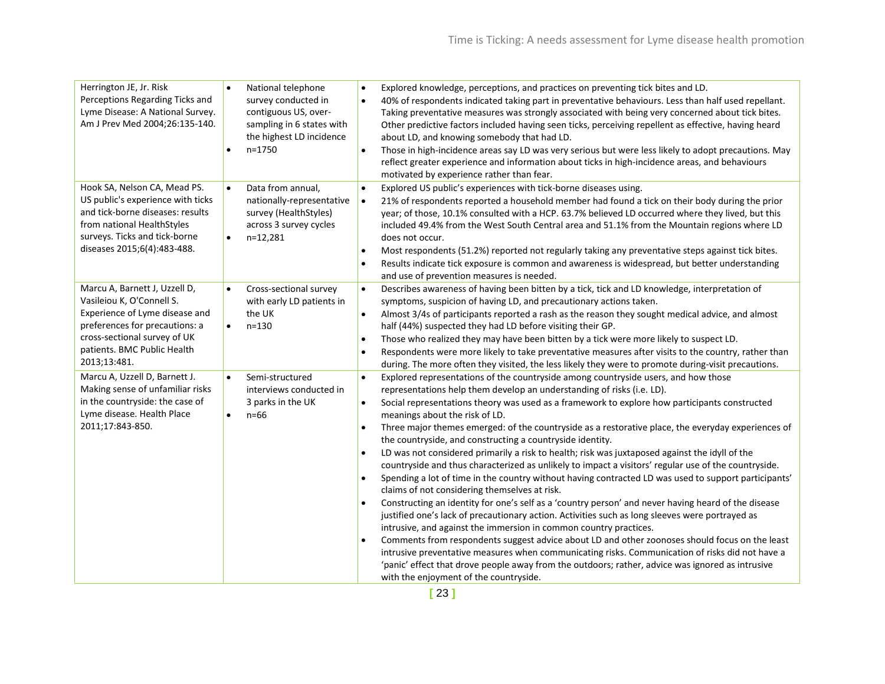| | | |
|---|---|---|
| Herrington JE, Jr. Risk Perceptions Regarding Ticks and Lyme Disease: A National Survey. Am J Prev Med 2004;26:135-140. | • National telephone survey conducted in contiguous US, over-sampling in 6 states with the highest LD incidence<br>• n=1750 | • Explored knowledge, perceptions, and practices on preventing tick bites and LD.<br>• 40% of respondents indicated taking part in preventative behaviours. Less than half used repellant. Taking preventative measures was strongly associated with being very concerned about tick bites. Other predictive factors included having seen ticks, perceiving repellent as effective, having heard about LD, and knowing somebody that had LD.<br>• Those in high-incidence areas say LD was very serious but were less likely to adopt precautions. May reflect greater experience and information about ticks in high-incidence areas, and behaviours motivated by experience rather than fear. |
| Hook SA, Nelson CA, Mead PS. US public's experience with ticks and tick-borne diseases: results from national HealthStyles surveys. Ticks and tick-borne diseases 2015;6(4):483-488. | • Data from annual, nationally-representative survey (HealthStyles) across 3 survey cycles<br>• n=12,281 | • Explored US public's experiences with tick-borne diseases using.<br>• 21% of respondents reported a household member had found a tick on their body during the prior year; of those, 10.1% consulted with a HCP. 63.7% believed LD occurred where they lived, but this included 49.4% from the West South Central area and 51.1% from the Mountain regions where LD does not occur.<br>• Most respondents (51.2%) reported not regularly taking any preventative steps against tick bites.<br>• Results indicate tick exposure is common and awareness is widespread, but better understanding and use of prevention measures is needed. |
| Marcu A, Barnett J, Uzzell D, Vasileiou K, O'Connell S. Experience of Lyme disease and preferences for precautions: a cross-sectional survey of UK patients. BMC Public Health 2013;13:481. | • Cross-sectional survey with early LD patients in the UK<br>• n=130 | • Describes awareness of having been bitten by a tick, tick and LD knowledge, interpretation of symptoms, suspicion of having LD, and precautionary actions taken.<br>• Almost 3/4s of participants reported a rash as the reason they sought medical advice, and almost half (44%) suspected they had LD before visiting their GP.<br>• Those who realized they may have been bitten by a tick were more likely to suspect LD.<br>• Respondents were more likely to take preventative measures after visits to the country, rather than during. The more often they visited, the less likely they were to promote during-visit precautions. |
| Marcu A, Uzzell D, Barnett J. Making sense of unfamiliar risks in the countryside: the case of Lyme disease. Health Place 2011;17:843-850. | • Semi-structured interviews conducted in 3 parks in the UK<br>• n=66 | • Explored representations of the countryside among countryside users, and how those representations help them develop an understanding of risks (i.e. LD).<br>• Social representations theory was used as a framework to explore how participants constructed meanings about the risk of LD.<br>• Three major themes emerged: of the countryside as a restorative place, the everyday experiences of the countryside, and constructing a countryside identity.<br>• LD was not considered primarily a risk to health; risk was juxtaposed against the idyll of the countryside and thus characterized as unlikely to impact a visitors' regular use of the countryside.<br>• Spending a lot of time in the country without having contracted LD was used to support participants' claims of not considering themselves at risk.<br>• Constructing an identity for one's self as a 'country person' and never having heard of the disease justified one's lack of precautionary action. Activities such as long sleeves were portrayed as intrusive, and against the immersion in common country practices.<br>• Comments from respondents suggest advice about LD and other zoonoses should focus on the least intrusive preventative measures when communicating risks. Communication of risks did not have a 'panic' effect that drove people away from the outdoors; rather, advice was ignored as intrusive with the enjoyment of the countryside. |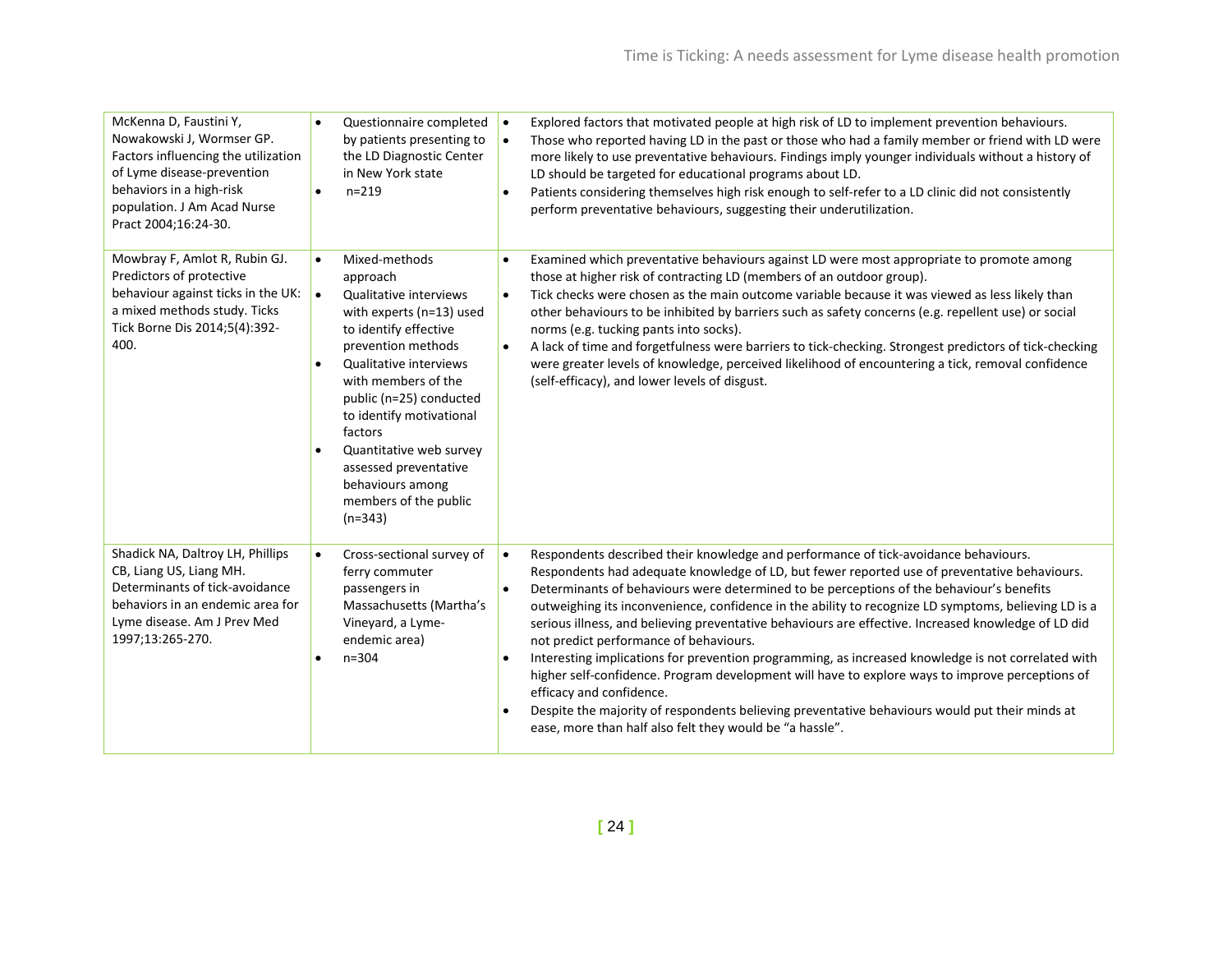| | | |
|---|---|---|
| McKenna D, Faustini Y, Nowakowski J, Wormser GP. Factors influencing the utilization of Lyme disease-prevention behaviors in a high-risk population. J Am Acad Nurse Pract 2004;16:24-30. | • Questionnaire completed by patients presenting to the LD Diagnostic Center in New York state<br>• n=219 | • Explored factors that motivated people at high risk of LD to implement prevention behaviours.<br>• Those who reported having LD in the past or those who had a family member or friend with LD were more likely to use preventative behaviours. Findings imply younger individuals without a history of LD should be targeted for educational programs about LD.<br>• Patients considering themselves high risk enough to self-refer to a LD clinic did not consistently perform preventative behaviours, suggesting their underutilization. |
| Mowbray F, Amlot R, Rubin GJ. Predictors of protective behaviour against ticks in the UK: a mixed methods study. Ticks Tick Borne Dis 2014;5(4):392-400. | • Mixed-methods approach<br>• Qualitative interviews with experts (n=13) used to identify effective prevention methods<br>• Qualitative interviews with members of the public (n=25) conducted to identify motivational factors<br>• Quantitative web survey assessed preventative behaviours among members of the public (n=343) | • Examined which preventative behaviours against LD were most appropriate to promote among those at higher risk of contracting LD (members of an outdoor group).<br>• Tick checks were chosen as the main outcome variable because it was viewed as less likely than other behaviours to be inhibited by barriers such as safety concerns (e.g. repellent use) or social norms (e.g. tucking pants into socks).<br>• A lack of time and forgetfulness were barriers to tick-checking. Strongest predictors of tick-checking were greater levels of knowledge, perceived likelihood of encountering a tick, removal confidence (self-efficacy), and lower levels of disgust. |
| Shadick NA, Daltroy LH, Phillips CB, Liang US, Liang MH. Determinants of tick-avoidance behaviors in an endemic area for Lyme disease. Am J Prev Med 1997;13:265-270. | • Cross-sectional survey of ferry commuter passengers in Massachusetts (Martha's Vineyard, a Lyme-endemic area)<br>• n=304 | • Respondents described their knowledge and performance of tick-avoidance behaviours. Respondents had adequate knowledge of LD, but fewer reported use of preventative behaviours.<br>• Determinants of behaviours were determined to be perceptions of the behaviour's benefits outweighing its inconvenience, confidence in the ability to recognize LD symptoms, believing LD is a serious illness, and believing preventative behaviours are effective. Increased knowledge of LD did not predict performance of behaviours.<br>• Interesting implications for prevention programming, as increased knowledge is not correlated with higher self-confidence. Program development will have to explore ways to improve perceptions of efficacy and confidence.<br>• Despite the majority of respondents believing preventative behaviours would put their minds at ease, more than half also felt they would be "a hassle". |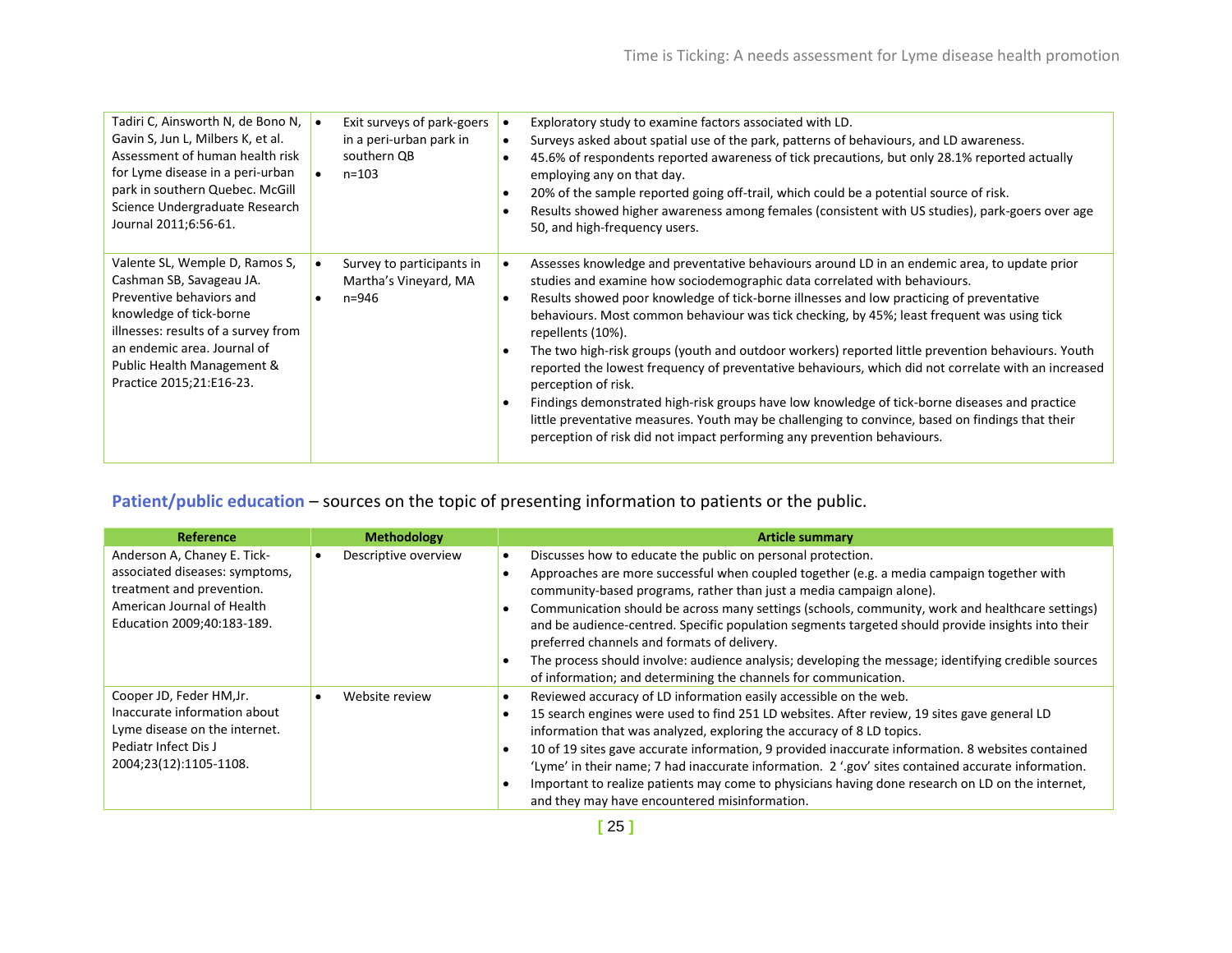| Reference | Methodology | Article summary |
|---|---|---|
| Tadiri C, Ainsworth N, de Bono N, Gavin S, Jun L, Milbers K, et al. Assessment of human health risk for Lyme disease in a peri-urban park in southern Quebec. McGill Science Undergraduate Research Journal 2011;6:56-61. | • Exit surveys of park-goers in a peri-urban park in southern QB<br>• n=103 | • Exploratory study to examine factors associated with LD.<br>• Surveys asked about spatial use of the park, patterns of behaviours, and LD awareness.<br>• 45.6% of respondents reported awareness of tick precautions, but only 28.1% reported actually employing any on that day.<br>• 20% of the sample reported going off-trail, which could be a potential source of risk.<br>• Results showed higher awareness among females (consistent with US studies), park-goers over age 50, and high-frequency users. |
| Valente SL, Wemple D, Ramos S, Cashman SB, Savageau JA. Preventive behaviors and knowledge of tick-borne illnesses: results of a survey from an endemic area. Journal of Public Health Management & Practice 2015;21:E16-23. | • Survey to participants in Martha's Vineyard, MA<br>• n=946 | • Assesses knowledge and preventative behaviours around LD in an endemic area, to update prior studies and examine how sociodemographic data correlated with behaviours.<br>• Results showed poor knowledge of tick-borne illnesses and low practicing of preventative behaviours. Most common behaviour was tick checking, by 45%; least frequent was using tick repellents (10%).<br>• The two high-risk groups (youth and outdoor workers) reported little prevention behaviours. Youth reported the lowest frequency of preventative behaviours, which did not correlate with an increased perception of risk.<br>• Findings demonstrated high-risk groups have low knowledge of tick-borne diseases and practice little preventative measures. Youth may be challenging to convince, based on findings that their perception of risk did not impact performing any prevention behaviours. |

**Patient/public education** – sources on the topic of presenting information to patients or the public.

| Reference | Methodology | Article summary |
|---|---|---|
| Anderson A, Chaney E. Tick-associated diseases: symptoms, treatment and prevention. American Journal of Health Education 2009;40:183-189. | • Descriptive overview | • Discusses how to educate the public on personal protection.<br>• Approaches are more successful when coupled together (e.g. a media campaign together with community-based programs, rather than just a media campaign alone).<br>• Communication should be across many settings (schools, community, work and healthcare settings) and be audience-centred. Specific population segments targeted should provide insights into their preferred channels and formats of delivery.<br>• The process should involve: audience analysis; developing the message; identifying credible sources of information; and determining the channels for communication. |
| Cooper JD, Feder HM,Jr. Inaccurate information about Lyme disease on the internet. Pediatr Infect Dis J 2004;23(12):1105-1108. | • Website review | • Reviewed accuracy of LD information easily accessible on the web.<br>• 15 search engines were used to find 251 LD websites. After review, 19 sites gave general LD information that was analyzed, exploring the accuracy of 8 LD topics.<br>• 10 of 19 sites gave accurate information, 9 provided inaccurate information. 8 websites contained 'Lyme' in their name; 7 had inaccurate information. 2 '.gov' sites contained accurate information.<br>• Important to realize patients may come to physicians having done research on LD on the internet, and they may have encountered misinformation. |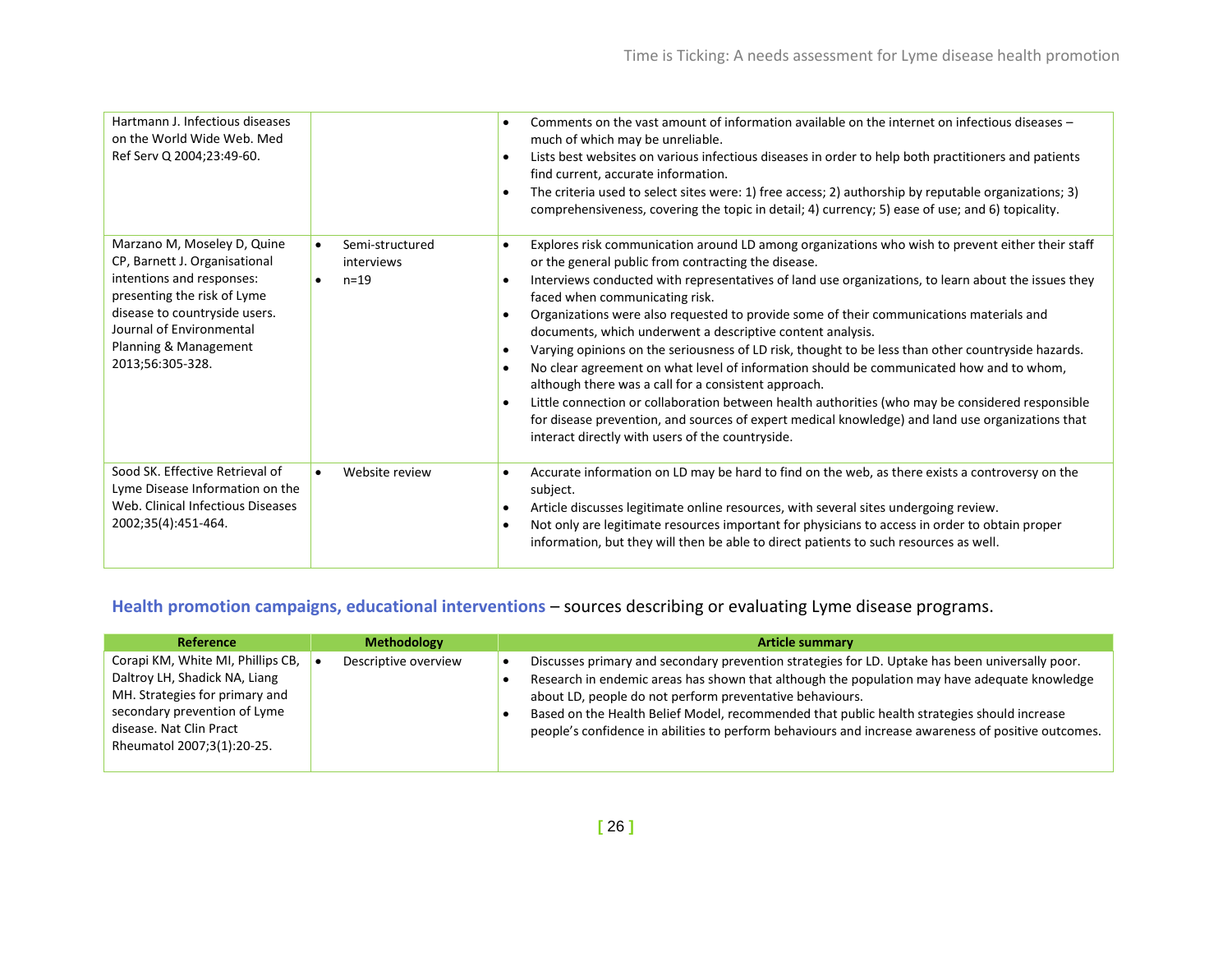| Reference | Methodology | Article summary |
|---|---|---|
| Hartmann J. Infectious diseases on the World Wide Web. Med Ref Serv Q 2004;23:49-60. | | • Comments on the vast amount of information available on the internet on infectious diseases – much of which may be unreliable.<br>• Lists best websites on various infectious diseases in order to help both practitioners and patients find current, accurate information.<br>• The criteria used to select sites were: 1) free access; 2) authorship by reputable organizations; 3) comprehensiveness, covering the topic in detail; 4) currency; 5) ease of use; and 6) topicality. |
| Marzano M, Moseley D, Quine CP, Barnett J. Organisational intentions and responses: presenting the risk of Lyme disease to countryside users. Journal of Environmental Planning & Management 2013;56:305-328. | • Semi-structured interviews<br>• n=19 | • Explores risk communication around LD among organizations who wish to prevent either their staff or the general public from contracting the disease.<br>• Interviews conducted with representatives of land use organizations, to learn about the issues they faced when communicating risk.<br>• Organizations were also requested to provide some of their communications materials and documents, which underwent a descriptive content analysis.<br>• Varying opinions on the seriousness of LD risk, thought to be less than other countryside hazards.<br>• No clear agreement on what level of information should be communicated how and to whom, although there was a call for a consistent approach.<br>• Little connection or collaboration between health authorities (who may be considered responsible for disease prevention, and sources of expert medical knowledge) and land use organizations that interact directly with users of the countryside. |
| Sood SK. Effective Retrieval of Lyme Disease Information on the Web. Clinical Infectious Diseases 2002;35(4):451-464. | • Website review | • Accurate information on LD may be hard to find on the web, as there exists a controversy on the subject.<br>• Article discusses legitimate online resources, with several sites undergoing review.<br>• Not only are legitimate resources important for physicians to access in order to obtain proper information, but they will then be able to direct patients to such resources as well. |

**Health promotion campaigns, educational interventions** – sources describing or evaluating Lyme disease programs.

| Reference | Methodology | Article summary |
|---|---|---|
| Corapi KM, White MI, Phillips CB, Daltroy LH, Shadick NA, Liang MH. Strategies for primary and secondary prevention of Lyme disease. Nat Clin Pract Rheumatol 2007;3(1):20-25. | • Descriptive overview | • Discusses primary and secondary prevention strategies for LD. Uptake has been universally poor.<br>• Research in endemic areas has shown that although the population may have adequate knowledge about LD, people do not perform preventative behaviours.<br>• Based on the Health Belief Model, recommended that public health strategies should increase people's confidence in abilities to perform behaviours and increase awareness of positive outcomes. |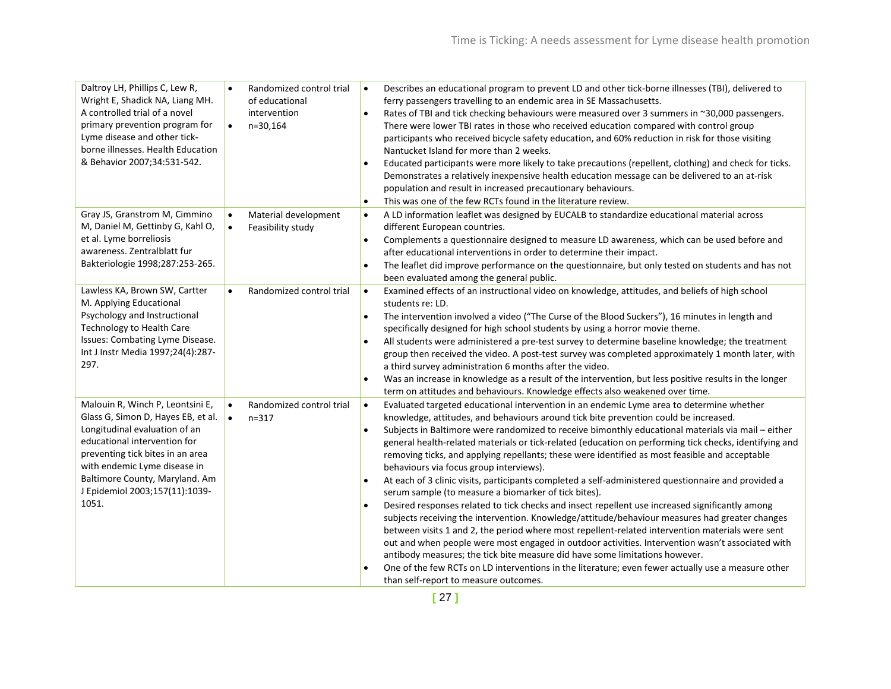| | | |
|---|---|---|
| Daltroy LH, Phillips C, Lew R, Wright E, Shadick NA, Liang MH. A controlled trial of a novel primary prevention program for Lyme disease and other tick-borne illnesses. Health Education & Behavior 2007;34:531-542. | • Randomized control trial of educational intervention<br>• n=30,164 | • Describes an educational program to prevent LD and other tick-borne illnesses (TBI), delivered to ferry passengers travelling to an endemic area in SE Massachusetts.<br>• Rates of TBI and tick checking behaviours were measured over 3 summers in ~30,000 passengers. There were lower TBI rates in those who received education compared with control group participants who received bicycle safety education, and 60% reduction in risk for those visiting Nantucket Island for more than 2 weeks.<br>• Educated participants were more likely to take precautions (repellent, clothing) and check for ticks. Demonstrates a relatively inexpensive health education message can be delivered to an at-risk population and result in increased precautionary behaviours.<br>• This was one of the few RCTs found in the literature review. |
| Gray JS, Granstrom M, Cimmino M, Daniel M, Gettinby G, Kahl O, et al. Lyme borreliosis awareness. Zentralblatt fur Bakteriologie 1998;287:253-265. | • Material development<br>• Feasibility study | • A LD information leaflet was designed by EUCALB to standardize educational material across different European countries.<br>• Complements a questionnaire designed to measure LD awareness, which can be used before and after educational interventions in order to determine their impact.<br>• The leaflet did improve performance on the questionnaire, but only tested on students and has not been evaluated among the general public. |
| Lawless KA, Brown SW, Cartter M. Applying Educational Psychology and Instructional Technology to Health Care Issues: Combating Lyme Disease. Int J Instr Media 1997;24(4):287-297. | • Randomized control trial | • Examined effects of an instructional video on knowledge, attitudes, and beliefs of high school students re: LD.<br>• The intervention involved a video ("The Curse of the Blood Suckers"), 16 minutes in length and specifically designed for high school students by using a horror movie theme.<br>• All students were administered a pre-test survey to determine baseline knowledge; the treatment group then received the video. A post-test survey was completed approximately 1 month later, with a third survey administration 6 months after the video.<br>• Was an increase in knowledge as a result of the intervention, but less positive results in the longer term on attitudes and behaviours. Knowledge effects also weakened over time. |
| Malouin R, Winch P, Leontsini E, Glass G, Simon D, Hayes EB, et al. Longitudinal evaluation of an educational intervention for preventing tick bites in an area with endemic Lyme disease in Baltimore County, Maryland. Am J Epidemiol 2003;157(11):1039-1051. | • Randomized control trial<br>• n=317 | • Evaluated targeted educational intervention in an endemic Lyme area to determine whether knowledge, attitudes, and behaviours around tick bite prevention could be increased.<br>• Subjects in Baltimore were randomized to receive bimonthly educational materials via mail – either general health-related materials or tick-related (education on performing tick checks, identifying and removing ticks, and applying repellants; these were identified as most feasible and acceptable behaviours via focus group interviews).<br>• At each of 3 clinic visits, participants completed a self-administered questionnaire and provided a serum sample (to measure a biomarker of tick bites).<br>• Desired responses related to tick checks and insect repellent use increased significantly among subjects receiving the intervention. Knowledge/attitude/behaviour measures had greater changes between visits 1 and 2, the period where most repellent-related intervention materials were sent out and when people were most engaged in outdoor activities. Intervention wasn't associated with antibody measures; the tick bite measure did have some limitations however.<br>• One of the few RCTs on LD interventions in the literature; even fewer actually use a measure other than self-report to measure outcomes. |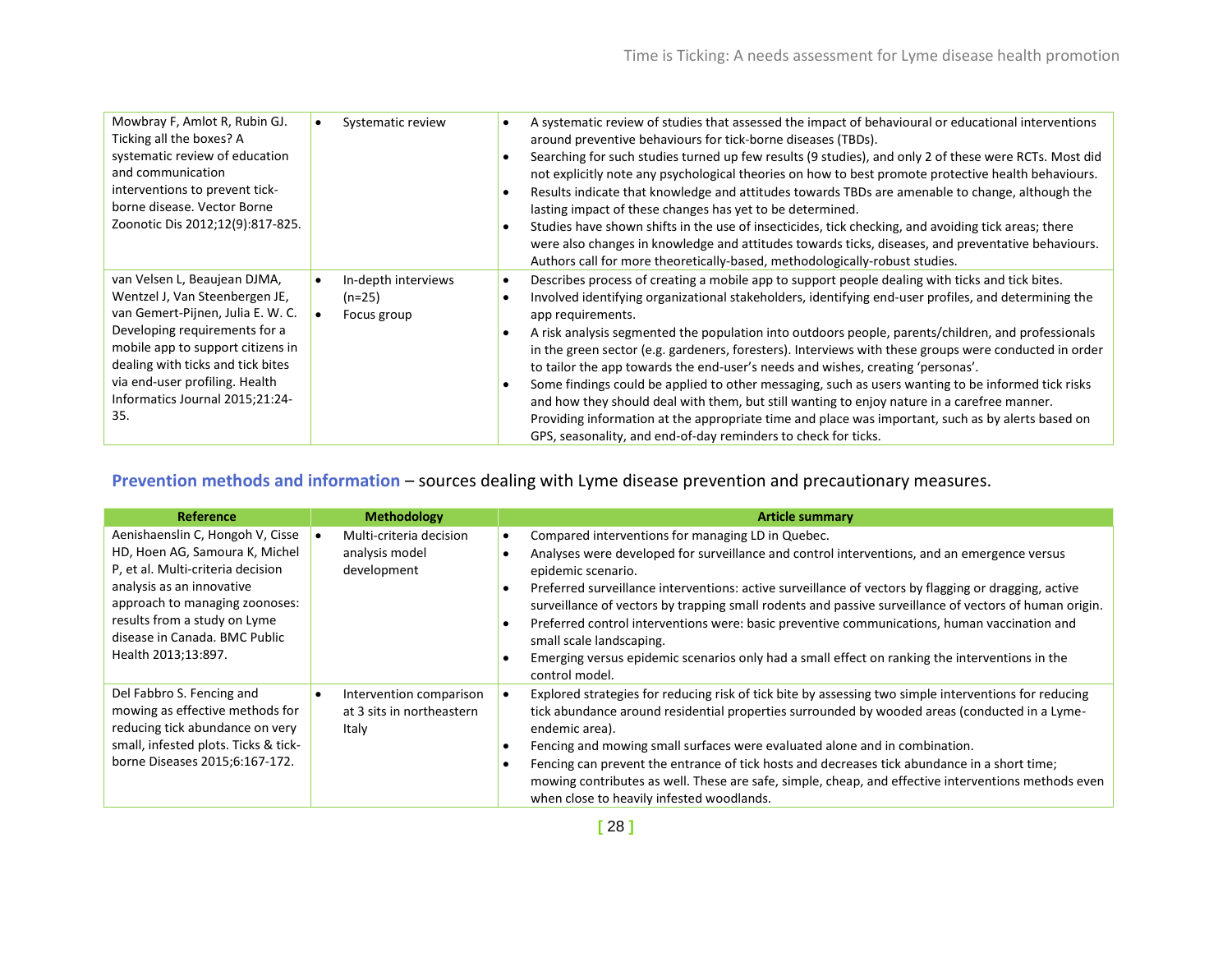| Reference | Methodology | Article summary |
|---|---|---|
| Mowbray F, Amlot R, Rubin GJ. Ticking all the boxes? A systematic review of education and communication interventions to prevent tick-borne disease. Vector Borne Zoonotic Dis 2012;12(9):817-825. | • Systematic review | • A systematic review of studies that assessed the impact of behavioural or educational interventions around preventive behaviours for tick-borne diseases (TBDs).<br>• Searching for such studies turned up few results (9 studies), and only 2 of these were RCTs. Most did not explicitly note any psychological theories on how to best promote protective health behaviours.<br>• Results indicate that knowledge and attitudes towards TBDs are amenable to change, although the lasting impact of these changes has yet to be determined.<br>• Studies have shown shifts in the use of insecticides, tick checking, and avoiding tick areas; there were also changes in knowledge and attitudes towards ticks, diseases, and preventative behaviours. Authors call for more theoretically-based, methodologically-robust studies. |
| van Velsen L, Beaujean DJMA, Wentzel J, Van Steenbergen JE, van Gemert-Pijnen, Julia E. W. C. Developing requirements for a mobile app to support citizens in dealing with ticks and tick bites via end-user profiling. Health Informatics Journal 2015;21:24-35. | • In-depth interviews (n=25)<br>• Focus group | • Describes process of creating a mobile app to support people dealing with ticks and tick bites.<br>• Involved identifying organizational stakeholders, identifying end-user profiles, and determining the app requirements.<br>• A risk analysis segmented the population into outdoors people, parents/children, and professionals in the green sector (e.g. gardeners, foresters). Interviews with these groups were conducted in order to tailor the app towards the end-user's needs and wishes, creating 'personas'.<br>• Some findings could be applied to other messaging, such as users wanting to be informed tick risks and how they should deal with them, but still wanting to enjoy nature in a carefree manner. Providing information at the appropriate time and place was important, such as by alerts based on GPS, seasonality, and end-of-day reminders to check for ticks. |

### Prevention methods and information – sources dealing with Lyme disease prevention and precautionary measures.

| Reference | Methodology | Article summary |
|---|---|---|
| Aenishaenslin C, Hongoh V, Cisse HD, Hoen AG, Samoura K, Michel P, et al. Multi-criteria decision analysis as an innovative approach to managing zoonoses: results from a study on Lyme disease in Canada. BMC Public Health 2013;13:897. | • Multi-criteria decision analysis model development | • Compared interventions for managing LD in Quebec.<br>• Analyses were developed for surveillance and control interventions, and an emergence versus epidemic scenario.<br>• Preferred surveillance interventions: active surveillance of vectors by flagging or dragging, active surveillance of vectors by trapping small rodents and passive surveillance of vectors of human origin.<br>• Preferred control interventions were: basic preventive communications, human vaccination and small scale landscaping.<br>• Emerging versus epidemic scenarios only had a small effect on ranking the interventions in the control model. |
| Del Fabbro S. Fencing and mowing as effective methods for reducing tick abundance on very small, infested plots. Ticks & tick-borne Diseases 2015;6:167-172. | • Intervention comparison at 3 sits in northeastern Italy | • Explored strategies for reducing risk of tick bite by assessing two simple interventions for reducing tick abundance around residential properties surrounded by wooded areas (conducted in a Lyme-endemic area).<br>• Fencing and mowing small surfaces were evaluated alone and in combination.<br>• Fencing can prevent the entrance of tick hosts and decreases tick abundance in a short time; mowing contributes as well. These are safe, simple, cheap, and effective interventions methods even when close to heavily infested woodlands. |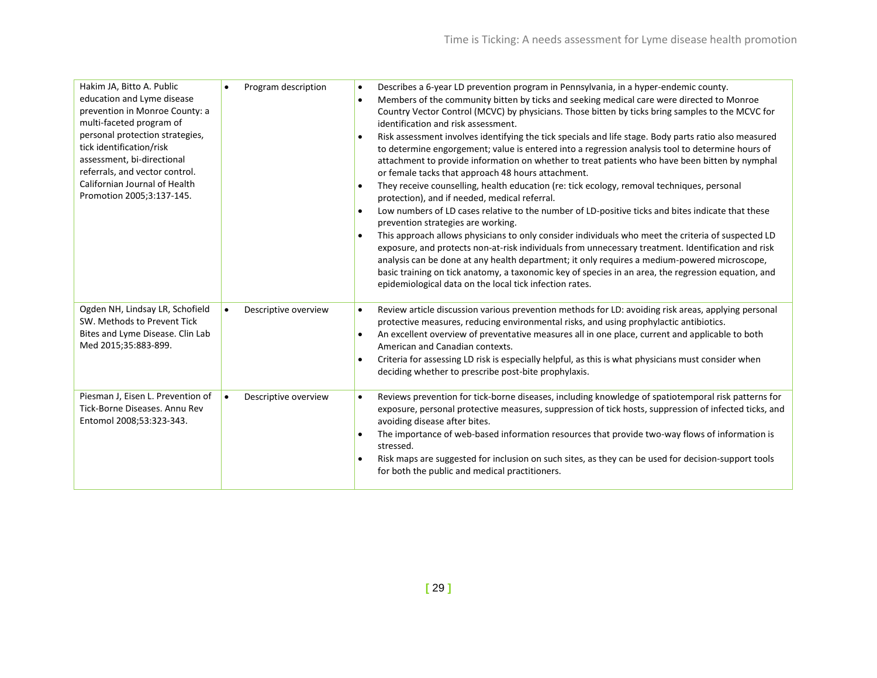| | | |
|---|---|---|
| Hakim JA, Bitto A. Public education and Lyme disease prevention in Monroe County: a multi-faceted program of personal protection strategies, tick identification/risk assessment, bi-directional referrals, and vector control. Californian Journal of Health Promotion 2005;3:137-145. | • Program description | • Describes a 6-year LD prevention program in Pennsylvania, in a hyper-endemic county.<br>• Members of the community bitten by ticks and seeking medical care were directed to Monroe Country Vector Control (MCVC) by physicians. Those bitten by ticks bring samples to the MCVC for identification and risk assessment.<br>• Risk assessment involves identifying the tick specials and life stage. Body parts ratio also measured to determine engorgement; value is entered into a regression analysis tool to determine hours of attachment to provide information on whether to treat patients who have been bitten by nymphal or female tacks that approach 48 hours attachment.<br>• They receive counselling, health education (re: tick ecology, removal techniques, personal protection), and if needed, medical referral.<br>• Low numbers of LD cases relative to the number of LD-positive ticks and bites indicate that these prevention strategies are working.<br>• This approach allows physicians to only consider individuals who meet the criteria of suspected LD exposure, and protects non-at-risk individuals from unnecessary treatment. Identification and risk analysis can be done at any health department; it only requires a medium-powered microscope, basic training on tick anatomy, a taxonomic key of species in an area, the regression equation, and epidemiological data on the local tick infection rates. |
| Ogden NH, Lindsay LR, Schofield SW. Methods to Prevent Tick Bites and Lyme Disease. Clin Lab Med 2015;35:883-899. | • Descriptive overview | • Review article discussion various prevention methods for LD: avoiding risk areas, applying personal protective measures, reducing environmental risks, and using prophylactic antibiotics.<br>• An excellent overview of preventative measures all in one place, current and applicable to both American and Canadian contexts.<br>• Criteria for assessing LD risk is especially helpful, as this is what physicians must consider when deciding whether to prescribe post-bite prophylaxis. |
| Piesman J, Eisen L. Prevention of Tick-Borne Diseases. Annu Rev Entomol 2008;53:323-343. | • Descriptive overview | • Reviews prevention for tick-borne diseases, including knowledge of spatiotemporal risk patterns for exposure, personal protective measures, suppression of tick hosts, suppression of infected ticks, and avoiding disease after bites.<br>• The importance of web-based information resources that provide two-way flows of information is stressed.<br>• Risk maps are suggested for inclusion on such sites, as they can be used for decision-support tools for both the public and medical practitioners. |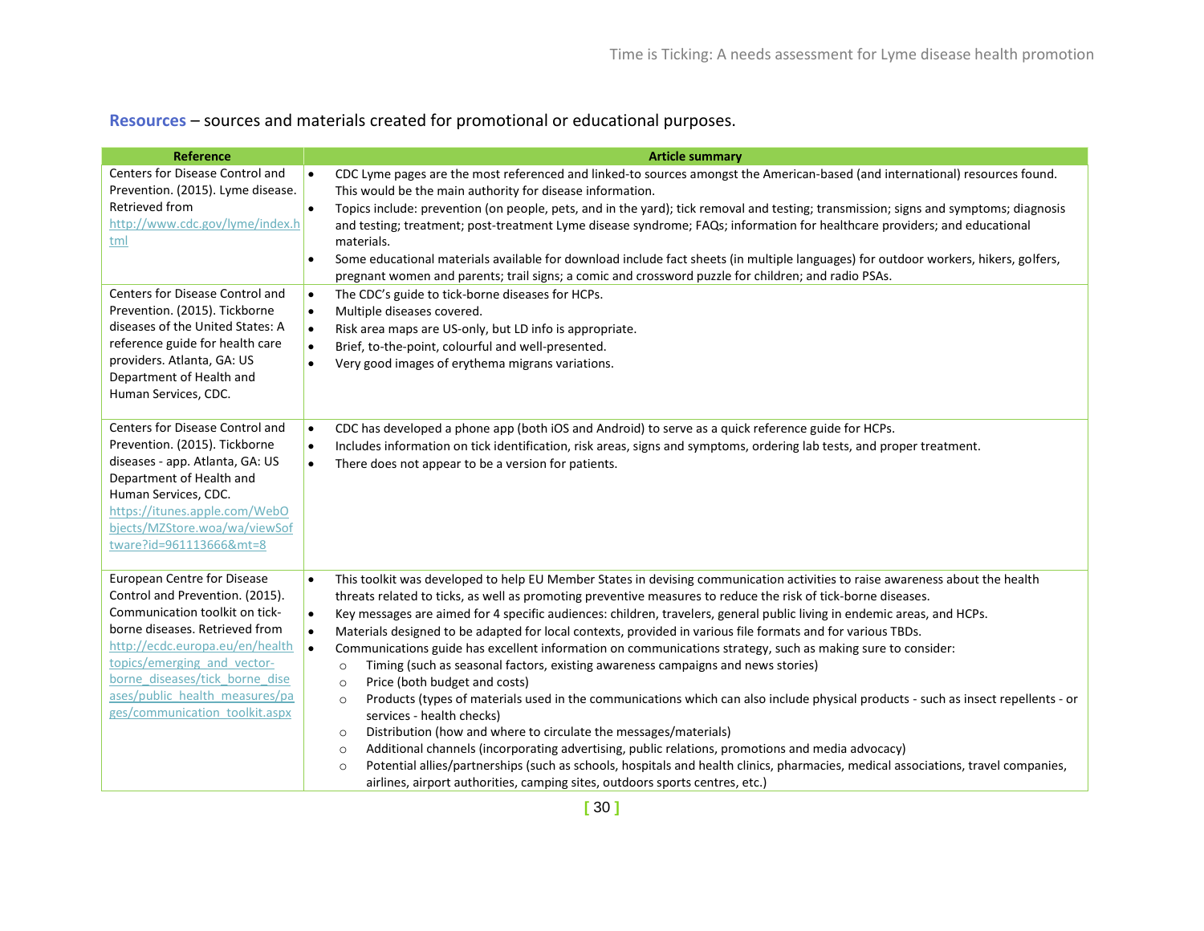**Resources** – sources and materials created for promotional or educational purposes.

| Reference | Article summary |
| --- | --- |
| Centers for Disease Control and Prevention. (2015). Lyme disease. Retrieved from http://www.cdc.gov/lyme/index.html | • CDC Lyme pages are the most referenced and linked-to sources amongst the American-based (and international) resources found. This would be the main authority for disease information.<br>• Topics include: prevention (on people, pets, and in the yard); tick removal and testing; transmission; signs and symptoms; diagnosis and testing; treatment; post-treatment Lyme disease syndrome; FAQs; information for healthcare providers; and educational materials.<br>• Some educational materials available for download include fact sheets (in multiple languages) for outdoor workers, hikers, golfers, pregnant women and parents; trail signs; a comic and crossword puzzle for children; and radio PSAs. |
| Centers for Disease Control and Prevention. (2015). Tickborne diseases of the United States: A reference guide for health care providers. Atlanta, GA: US Department of Health and Human Services, CDC. | • The CDC's guide to tick-borne diseases for HCPs.<br>• Multiple diseases covered.<br>• Risk area maps are US-only, but LD info is appropriate.<br>• Brief, to-the-point, colourful and well-presented.<br>• Very good images of erythema migrans variations. |
| Centers for Disease Control and Prevention. (2015). Tickborne diseases - app. Atlanta, GA: US Department of Health and Human Services, CDC. https://itunes.apple.com/WebObjects/MZStore.woa/wa/viewSoftware?id=961113666&mt=8 | • CDC has developed a phone app (both iOS and Android) to serve as a quick reference guide for HCPs.<br>• Includes information on tick identification, risk areas, signs and symptoms, ordering lab tests, and proper treatment.<br>• There does not appear to be a version for patients. |
| European Centre for Disease Control and Prevention. (2015). Communication toolkit on tick-borne diseases. Retrieved from http://ecdc.europa.eu/en/healthtopics/emerging_and_vector-borne_diseases/tick_borne_diseases/public_health_measures/pages/communication_toolkit.aspx | • This toolkit was developed to help EU Member States in devising communication activities to raise awareness about the health threats related to ticks, as well as promoting preventive measures to reduce the risk of tick-borne diseases.<br>• Key messages are aimed for 4 specific audiences: children, travelers, general public living in endemic areas, and HCPs.<br>• Materials designed to be adapted for local contexts, provided in various file formats and for various TBDs.<br>• Communications guide has excellent information on communications strategy, such as making sure to consider:<br>&nbsp;&nbsp;○ Timing (such as seasonal factors, existing awareness campaigns and news stories)<br>&nbsp;&nbsp;○ Price (both budget and costs)<br>&nbsp;&nbsp;○ Products (types of materials used in the communications which can also include physical products - such as insect repellents - or services - health checks)<br>&nbsp;&nbsp;○ Distribution (how and where to circulate the messages/materials)<br>&nbsp;&nbsp;○ Additional channels (incorporating advertising, public relations, promotions and media advocacy)<br>&nbsp;&nbsp;○ Potential allies/partnerships (such as schools, hospitals and health clinics, pharmacies, medical associations, travel companies, airlines, airport authorities, camping sites, outdoors sports centres, etc.) |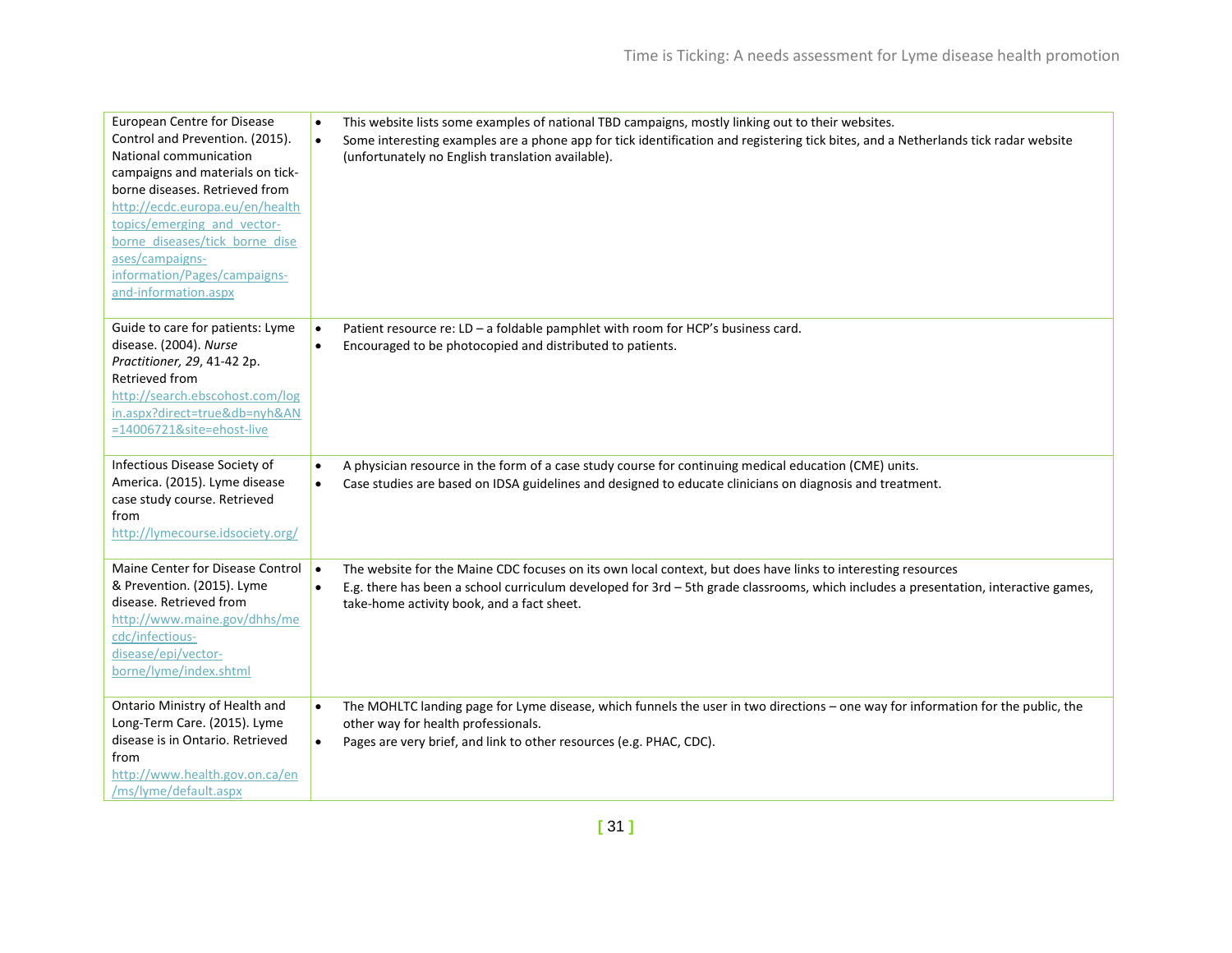| | |
|---|---|
| European Centre for Disease Control and Prevention. (2015). National communication campaigns and materials on tick-borne diseases. Retrieved from http://ecdc.europa.eu/en/healthtopics/emerging_and_vector-borne_diseases/tick_borne_diseases/campaigns-information/Pages/campaigns-and-information.aspx | • This website lists some examples of national TBD campaigns, mostly linking out to their websites.<br>• Some interesting examples are a phone app for tick identification and registering tick bites, and a Netherlands tick radar website (unfortunately no English translation available). |
| Guide to care for patients: Lyme disease. (2004). *Nurse Practitioner, 29*, 41-42 2p. Retrieved from http://search.ebscohost.com/login.aspx?direct=true&db=nyh&AN=14006721&site=ehost-live | • Patient resource re: LD – a foldable pamphlet with room for HCP's business card.<br>• Encouraged to be photocopied and distributed to patients. |
| Infectious Disease Society of America. (2015). Lyme disease case study course. Retrieved from http://lymecourse.idsociety.org/ | • A physician resource in the form of a case study course for continuing medical education (CME) units.<br>• Case studies are based on IDSA guidelines and designed to educate clinicians on diagnosis and treatment. |
| Maine Center for Disease Control & Prevention. (2015). Lyme disease. Retrieved from http://www.maine.gov/dhhs/mecdc/infectious-disease/epi/vector-borne/lyme/index.shtml | • The website for the Maine CDC focuses on its own local context, but does have links to interesting resources<br>• E.g. there has been a school curriculum developed for 3rd – 5th grade classrooms, which includes a presentation, interactive games, take-home activity book, and a fact sheet. |
| Ontario Ministry of Health and Long-Term Care. (2015). Lyme disease is in Ontario. Retrieved from http://www.health.gov.on.ca/en/ms/lyme/default.aspx | • The MOHLTC landing page for Lyme disease, which funnels the user in two directions – one way for information for the public, the other way for health professionals.<br>• Pages are very brief, and link to other resources (e.g. PHAC, CDC). |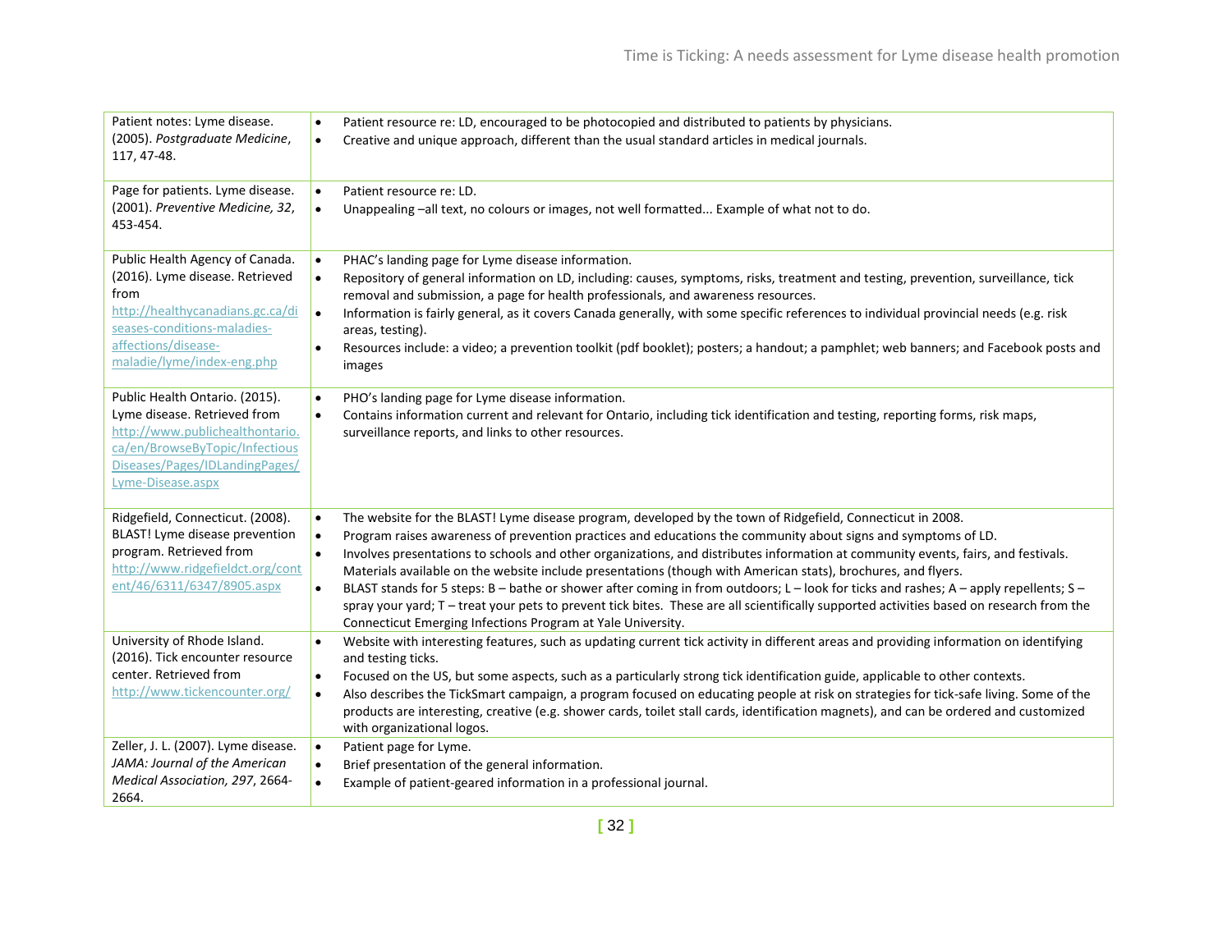| | |
|---|---|
| Patient notes: Lyme disease. (2005). *Postgraduate Medicine*, 117, 47-48. | • Patient resource re: LD, encouraged to be photocopied and distributed to patients by physicians.<br>• Creative and unique approach, different than the usual standard articles in medical journals. |
| Page for patients. Lyme disease. (2001). *Preventive Medicine, 32*, 453-454. | • Patient resource re: LD.<br>• Unappealing –all text, no colours or images, not well formatted... Example of what not to do. |
| Public Health Agency of Canada. (2016). Lyme disease. Retrieved from http://healthycanadians.gc.ca/diseases-conditions-maladies-affections/disease-maladie/lyme/index-eng.php | • PHAC's landing page for Lyme disease information.<br>• Repository of general information on LD, including: causes, symptoms, risks, treatment and testing, prevention, surveillance, tick removal and submission, a page for health professionals, and awareness resources.<br>• Information is fairly general, as it covers Canada generally, with some specific references to individual provincial needs (e.g. risk areas, testing).<br>• Resources include: a video; a prevention toolkit (pdf booklet); posters; a handout; a pamphlet; web banners; and Facebook posts and images |
| Public Health Ontario. (2015). Lyme disease. Retrieved from http://www.publichealthontario.ca/en/BrowseByTopic/InfectiousDiseases/Pages/IDLandingPages/Lyme-Disease.aspx | • PHO's landing page for Lyme disease information.<br>• Contains information current and relevant for Ontario, including tick identification and testing, reporting forms, risk maps, surveillance reports, and links to other resources. |
| Ridgefield, Connecticut. (2008). BLAST! Lyme disease prevention program. Retrieved from http://www.ridgefieldct.org/content/46/6311/6347/8905.aspx | • The website for the BLAST! Lyme disease program, developed by the town of Ridgefield, Connecticut in 2008.<br>• Program raises awareness of prevention practices and educations the community about signs and symptoms of LD.<br>• Involves presentations to schools and other organizations, and distributes information at community events, fairs, and festivals. Materials available on the website include presentations (though with American stats), brochures, and flyers.<br>• BLAST stands for 5 steps: B – bathe or shower after coming in from outdoors; L – look for ticks and rashes; A – apply repellents; S – spray your yard; T – treat your pets to prevent tick bites. These are all scientifically supported activities based on research from the Connecticut Emerging Infections Program at Yale University. |
| University of Rhode Island. (2016). Tick encounter resource center. Retrieved from http://www.tickencounter.org/ | • Website with interesting features, such as updating current tick activity in different areas and providing information on identifying and testing ticks.<br>• Focused on the US, but some aspects, such as a particularly strong tick identification guide, applicable to other contexts.<br>• Also describes the TickSmart campaign, a program focused on educating people at risk on strategies for tick-safe living. Some of the products are interesting, creative (e.g. shower cards, toilet stall cards, identification magnets), and can be ordered and customized with organizational logos. |
| Zeller, J. L. (2007). Lyme disease. *JAMA: Journal of the American Medical Association, 297*, 2664-2664. | • Patient page for Lyme.<br>• Brief presentation of the general information.<br>• Example of patient-geared information in a professional journal. |